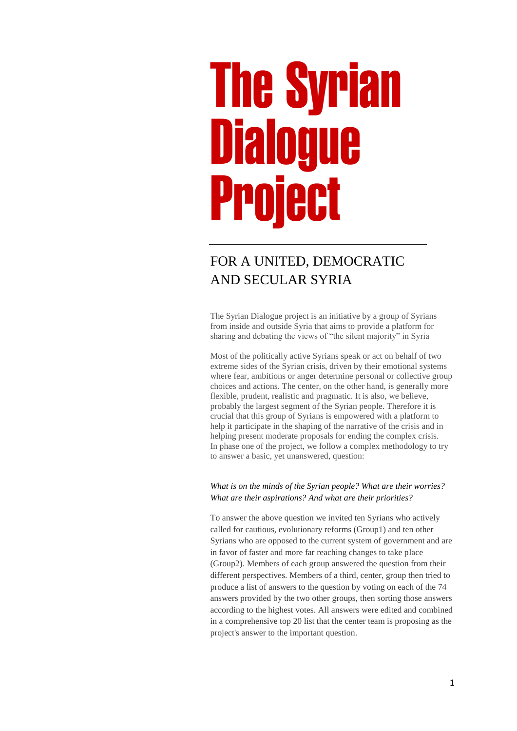# The Syrian Dialogue Project

## FOR A UNITED, DEMOCRATIC AND SECULAR SYRIA

The Syrian Dialogue project is an initiative by a group of Syrians from inside and outside Syria that aims to provide a platform for sharing and debating the views of "the silent majority" in Syria

Most of the politically active Syrians speak or act on behalf of two extreme sides of the Syrian crisis, driven by their emotional systems where fear, ambitions or anger determine personal or collective group choices and actions. The center, on the other hand, is generally more flexible, prudent, realistic and pragmatic. It is also, we believe, probably the largest segment of the Syrian people. Therefore it is crucial that this group of Syrians is empowered with a platform to help it participate in the shaping of the narrative of the crisis and in helping present moderate proposals for ending the complex crisis. In phase one of the project, we follow a complex methodology to try to answer a basic, yet unanswered, question:

*What is on the minds of the Syrian people? What are their worries? What are their aspirations? And what are their priorities?*

To answer the above question we invited ten Syrians who actively called for cautious, evolutionary reforms (Group1) and ten other Syrians who are opposed to the current system of government and are in favor of faster and more far reaching changes to take place (Group2). Members of each group answered the question from their different perspectives. Members of a third, center, group then tried to produce a list of answers to the question by voting on each of the 74 answers provided by the two other groups, then sorting those answers according to the highest votes. All answers were edited and combined in a comprehensive top 20 list that the center team is proposing as the project's answer to the important question.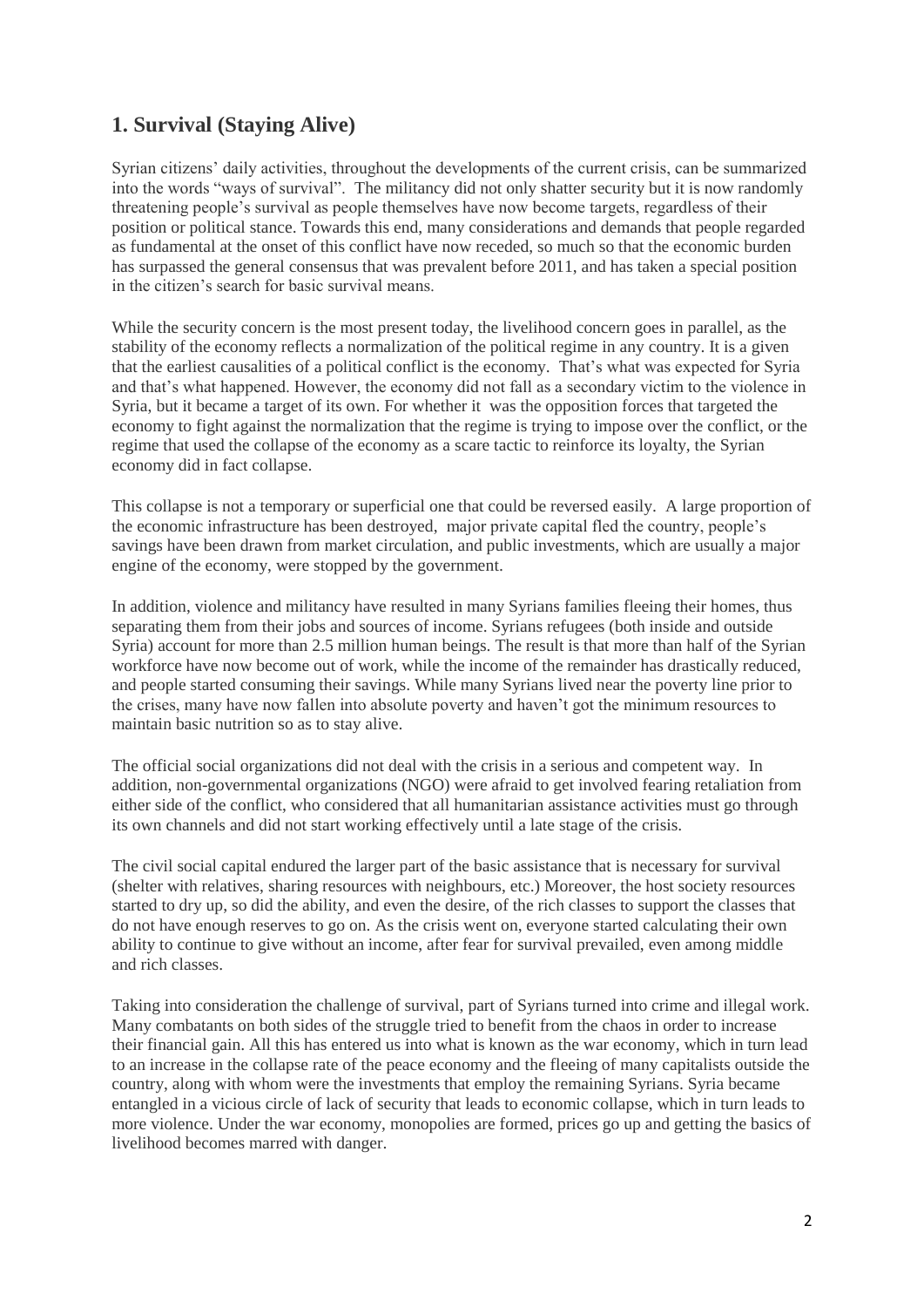## 1. Survival (Staying Alive)

Syrian citizens' daily activities, throughout the developments of the current crisis, can be summarized into the words "ways of survival". The militancy did not only shatter security but it is now randomly threatening people's survival as people themselves have now become targets, regardless of their position or political stance. Towards this end, many considerations and demands that people regarded as fundamental at the onset of this conflict have now receded, so much so that the economic burden has surpassed the general consensus that was prevalent before 2011, and has taken a special position in the citizen's search for basic survival means.

While the security concern is the most present today, the livelihood concern goes in parallel, as the stability of the economy reflects a normalization of the political regime in any country. It is a given that the earliest causalities of a political conflict is the economy. That's what was expected for Syria and that's what happened. However, the economy did not fall as a secondary victim to the violence in Syria, but it became a target of its own. For whether it was the opposition forces that targeted the economy to fight against the normalization that the regime is trying to impose over the conflict, or the regime that used the collapse of the economy as a scare tactic to reinforce its loyalty, the Syrian economy did in fact collapse.

This collapse is not a temporary or superficial one that could be reversed easily. A large proportion of the economic infrastructure has been destroyed, major private capital fled the country, people's savings have been drawn from market circulation, and public investments, which are usually a major engine of the economy, were stopped by the government.

In addition, violence and militancy have resulted in many Syrians families fleeing their homes, thus separating them from their jobs and sources of income. Syrians refugees (both inside and outside Syria) account for more than 2.5 million human beings. The result is that more than half of the Syrian workforce have now become out of work, while the income of the remainder has drastically reduced, and people started consuming their savings. While many Syrians lived near the poverty line prior to the crises, many have now fallen into absolute poverty and haven't got the minimum resources to maintain basic nutrition so as to stay alive.

The official social organizations did not deal with the crisis in a serious and competent way. In addition, non-governmental organizations (NGO) were afraid to get involved fearing retaliation from either side of the conflict, who considered that all humanitarian assistance activities must go through its own channels and did not start working effectively until a late stage of the crisis.

The civil social capital endured the larger part of the basic assistance that is necessary for survival (shelter with relatives, sharing resources with neighbours, etc.) Moreover, the host society resources started to dry up, so did the ability, and even the desire, of the rich classes to support the classes that do not have enough reserves to go on. As the crisis went on, everyone started calculating their own ability to continue to give without an income, after fear for survival prevailed, even among middle and rich classes.

Taking into consideration the challenge of survival, part of Syrians turned into crime and illegal work. Many combatants on both sides of the struggle tried to benefit from the chaos in order to increase their financial gain. All this has entered us into what is known as the war economy, which in turn lead to an increase in the collapse rate of the peace economy and the fleeing of many capitalists outside the country, along with whom were the investments that employ the remaining Syrians. Syria became entangled in a vicious circle of lack of security that leads to economic collapse, which in turn leads to more violence. Under the war economy, monopolies are formed, prices go up and getting the basics of livelihood becomes marred with danger.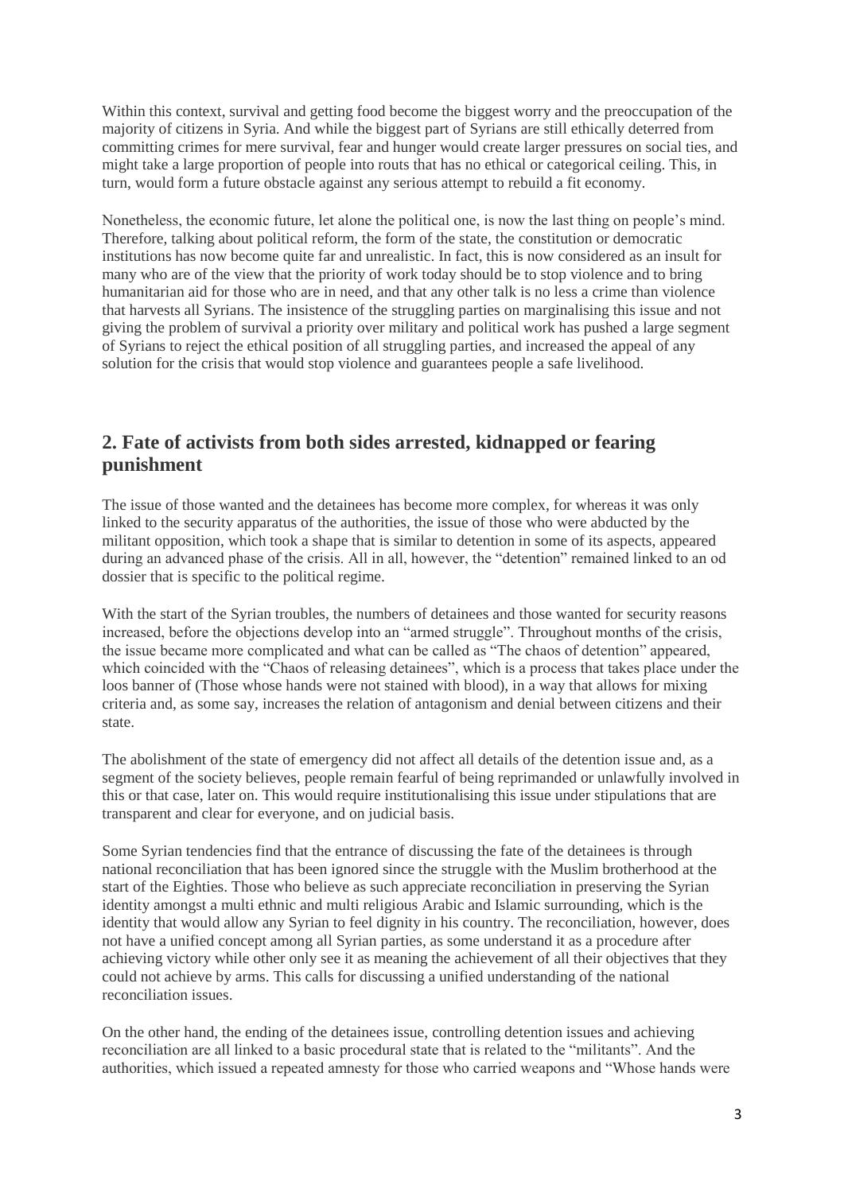Within this context, survival and getting food become the biggest worry and the preoccupation of the majority of citizens in Syria. And while the biggest part of Syrians are still ethically deterred from committing crimes for mere survival, fear and hunger would create larger pressures on social ties, and might take a large proportion of people into routs that has no ethical or categorical ceiling. This, in turn, would form a future obstacle against any serious attempt to rebuild a fit economy.

Nonetheless, the economic future, let alone the political one, is now the last thing on people's mind. Therefore, talking about political reform, the form of the state, the constitution or democratic institutions has now become quite far and unrealistic. In fact, this is now considered as an insult for many who are of the view that the priority of work today should be to stop violence and to bring humanitarian aid for those who are in need, and that any other talk is no less a crime than violence that harvests all Syrians. The insistence of the struggling parties on marginalising this issue and not giving the problem of survival a priority over military and political work has pushed a large segment of Syrians to reject the ethical position of all struggling parties, and increased the appeal of any solution for the crisis that would stop violence and guarantees people a safe livelihood.

## 2. Fate of activists from both sides arrested, kidnapped or fearing punishment

The issue of those wanted and the detainees has become more complex, for whereas it was only linked to the security apparatus of the authorities, the issue of those who were abducted by the militant opposition, which took a shape that is similar to detention in some of its aspects, appeared during an advanced phase of the crisis. All in all, however, the "detention" remained linked to an od dossier that is specific to the political regime.

With the start of the Syrian troubles, the numbers of detainees and those wanted for security reasons increased, before the objections develop into an "armed struggle". Throughout months of the crisis, the issue became more complicated and what can be called as "The chaos of detention" appeared, which coincided with the "Chaos of releasing detainees", which is a process that takes place under the loos banner of (Those whose hands were not stained with blood), in a way that allows for mixing criteria and, as some say, increases the relation of antagonism and denial between citizens and their state.

The abolishment of the state of emergency did not affect all details of the detention issue and, as a segment of the society believes, people remain fearful of being reprimanded or unlawfully involved in this or that case, later on. This would require institutionalising this issue under stipulations that are transparent and clear for everyone, and on judicial basis.

Some Syrian tendencies find that the entrance of discussing the fate of the detainees is through national reconciliation that has been ignored since the struggle with the Muslim brotherhood at the start of the Eighties. Those who believe as such appreciate reconciliation in preserving the Syrian identity amongst a multi ethnic and multi religious Arabic and Islamic surrounding, which is the identity that would allow any Syrian to feel dignity in his country. The reconciliation, however, does not have a unified concept among all Syrian parties, as some understand it as a procedure after achieving victory while other only see it as meaning the achievement of all their objectives that they could not achieve by arms. This calls for discussing a unified understanding of the national reconciliation issues.

On the other hand, the ending of the detainees issue, controlling detention issues and achieving reconciliation are all linked to a basic procedural state that is related to the "militants". And the authorities, which issued a repeated amnesty for those who carried weapons and "Whose hands were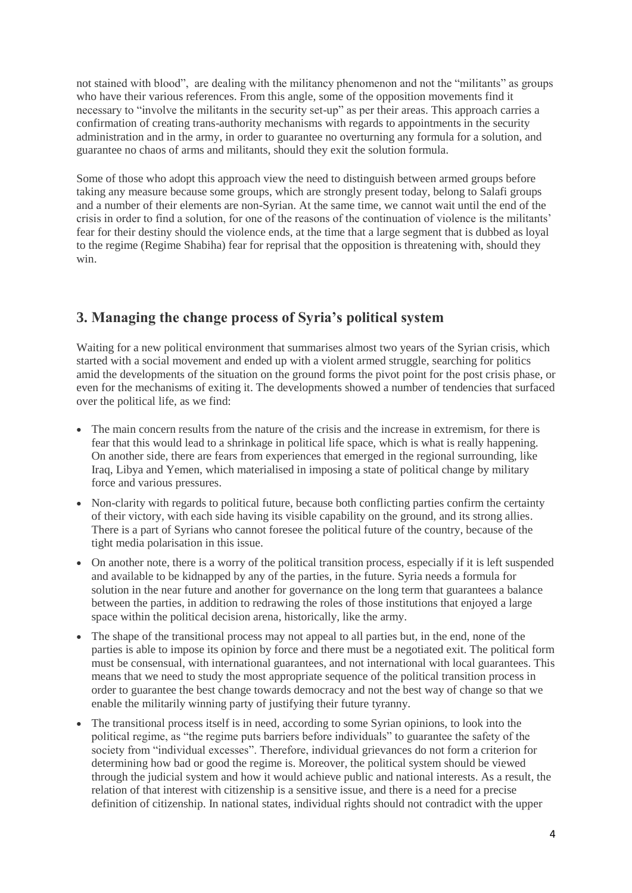not stained with blood", are dealing with the militancy phenomenon and not the "militants" as groups who have their various references. From this angle, some of the opposition movements find it necessary to "involve the militants in the security set-up" as per their areas. This approach carries a confirmation of creating trans-authority mechanisms with regards to appointments in the security administration and in the army, in order to guarantee no overturning any formula for a solution, and guarantee no chaos of arms and militants, should they exit the solution formula.

Some of those who adopt this approach view the need to distinguish between armed groups before taking any measure because some groups, which are strongly present today, belong to Salafi groups and a number of their elements are non-Syrian. At the same time, we cannot wait until the end of the crisis in order to find a solution, for one of the reasons of the continuation of violence is the militants' fear for their destiny should the violence ends, at the time that a large segment that is dubbed as loyal to the regime (Regime Shabiha) fear for reprisal that the opposition is threatening with, should they win.

## 3. Managing the change process of Syria's political system

Waiting for a new political environment that summarises almost two years of the Syrian crisis, which started with a social movement and ended up with a violent armed struggle, searching for politics amid the developments of the situation on the ground forms the pivot point for the post crisis phase, or even for the mechanisms of exiting it. The developments showed a number of tendencies that surfaced over the political life, as we find:

- The main concern results from the nature of the crisis and the increase in extremism, for there is fear that this would lead to a shrinkage in political life space, which is what is really happening. On another side, there are fears from experiences that emerged in the regional surrounding, like Iraq, Libya and Yemen, which materialised in imposing a state of political change by military force and various pressures.
- Non-clarity with regards to political future, because both conflicting parties confirm the certainty of their victory, with each side having its visible capability on the ground, and its strong allies. There is a part of Syrians who cannot foresee the political future of the country, because of the tight media polarisation in this issue.
- On another note, there is a worry of the political transition process, especially if it is left suspended and available to be kidnapped by any of the parties, in the future. Syria needs a formula for solution in the near future and another for governance on the long term that guarantees a balance between the parties, in addition to redrawing the roles of those institutions that enjoyed a large space within the political decision arena, historically, like the army.
- The shape of the transitional process may not appeal to all parties but, in the end, none of the parties is able to impose its opinion by force and there must be a negotiated exit. The political form must be consensual, with international guarantees, and not international with local guarantees. This means that we need to study the most appropriate sequence of the political transition process in order to guarantee the best change towards democracy and not the best way of change so that we enable the militarily winning party of justifying their future tyranny.
- The transitional process itself is in need, according to some Syrian opinions, to look into the political regime, as "the regime puts barriers before individuals" to guarantee the safety of the society from "individual excesses". Therefore, individual grievances do not form a criterion for determining how bad or good the regime is. Moreover, the political system should be viewed through the judicial system and how it would achieve public and national interests. As a result, the relation of that interest with citizenship is a sensitive issue, and there is a need for a precise definition of citizenship. In national states, individual rights should not contradict with the upper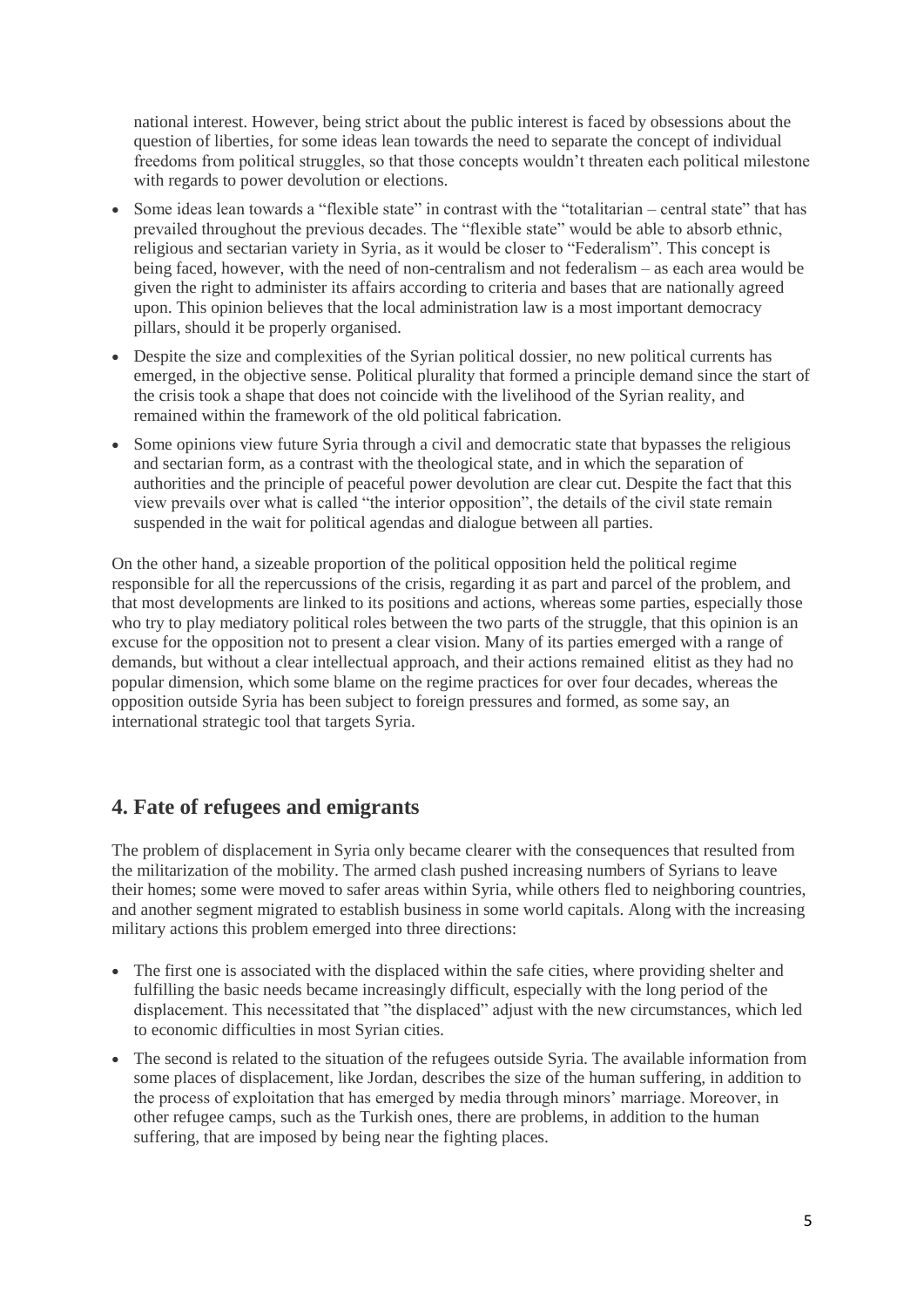national interest. However, being strict about the public interest is faced by obsessions about the question of liberties, for some ideas lean towards the need to separate the concept of individual freedoms from political struggles, so that those concepts wouldn't threaten each political milestone with regards to power devolution or elections.

- Some ideas lean towards a "flexible state" in contrast with the "totalitarian – central state" that has prevailed throughout the previous decades. The "flexible state" would be able to absorb ethnic, religious and sectarian variety in Syria, as it would be closer to "Federalism". This concept is being faced, however, with the need of non-centralism and not federalism – as each area would be given the right to administer its affairs according to criteria and bases that are nationally agreed upon. This opinion believes that the local administration law is a most important democracy pillars, should it be properly organised.
- Despite the size and complexities of the Syrian political dossier, no new political currents has emerged, in the objective sense. Political plurality that formed a principle demand since the start of the crisis took a shape that does not coincide with the livelihood of the Syrian reality, and remained within the framework of the old political fabrication.
- Some opinions view future Syria through a civil and democratic state that bypasses the religious and sectarian form, as a contrast with the theological state, and in which the separation of authorities and the principle of peaceful power devolution are clear cut. Despite the fact that this view prevails over what is called "the interior opposition", the details of the civil state remain suspended in the wait for political agendas and dialogue between all parties.

On the other hand, a sizeable proportion of the political opposition held the political regime responsible for all the repercussions of the crisis, regarding it as part and parcel of the problem, and that most developments are linked to its positions and actions, whereas some parties, especially those who try to play mediatory political roles between the two parts of the struggle, that this opinion is an excuse for the opposition not to present a clear vision. Many of its parties emerged with a range of demands, but without a clear intellectual approach, and their actions remained elitist as they had no popular dimension, which some blame on the regime practices for over four decades, whereas the opposition outside Syria has been subject to foreign pressures and formed, as some say, an international strategic tool that targets Syria.

## 4. Fate of refugees and emigrants

The problem of displacement in Syria only became clearer with the consequences that resulted from the militarization of the mobility. The armed clash pushed increasing numbers of Syrians to leave their homes; some were moved to safer areas within Syria, while others fled to neighboring countries, and another segment migrated to establish business in some world capitals. Along with the increasing military actions this problem emerged into three directions:

- The first one is associated with the displaced within the safe cities, where providing shelter and fulfilling the basic needs became increasingly difficult, especially with the long period of the displacement. This necessitated that "the displaced" adjust with the new circumstances, which led to economic difficulties in most Syrian cities.
- The second is related to the situation of the refugees outside Syria. The available information from some places of displacement, like Jordan, describes the size of the human suffering, in addition to the process of exploitation that has emerged by media through minors' marriage. Moreover, in other refugee camps, such as the Turkish ones, there are problems, in addition to the human suffering, that are imposed by being near the fighting places.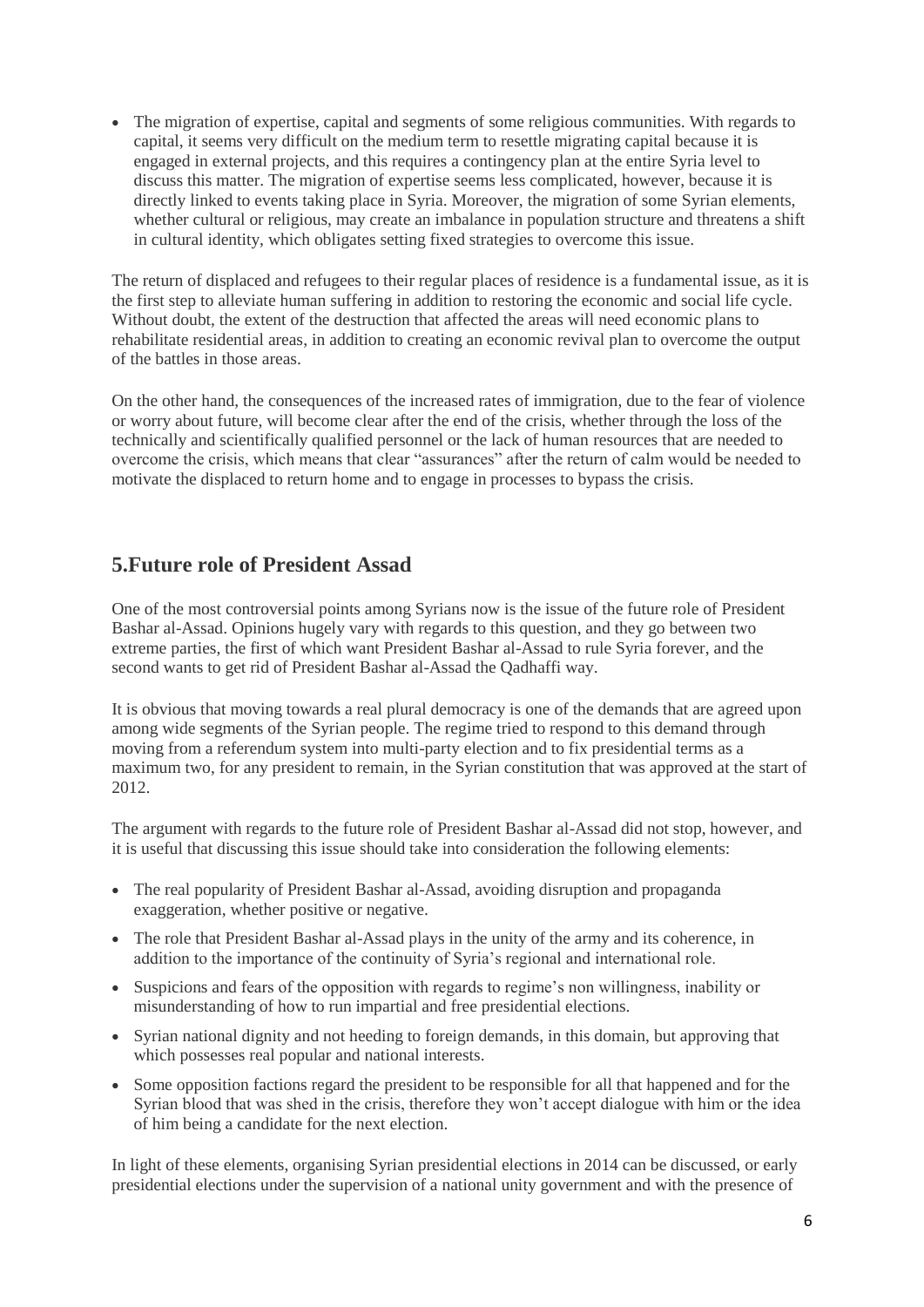- The migration of expertise, capital and segments of some religious communities. With regards to capital, it seems very difficult on the medium term to resettle migrating capital because it is engaged in external projects, and this requires a contingency plan at the entire Syria level to discuss this matter. The migration of expertise seems less complicated, however, because it is directly linked to events taking place in Syria. Moreover, the migration of some Syrian elements, whether cultural or religious, may create an imbalance in population structure and threatens a shift in cultural identity, which obligates setting fixed strategies to overcome this issue.

The return of displaced and refugees to their regular places of residence is a fundamental issue, as it is the first step to alleviate human suffering in addition to restoring the economic and social life cycle. Without doubt, the extent of the destruction that affected the areas will need economic plans to rehabilitate residential areas, in addition to creating an economic revival plan to overcome the output of the battles in those areas.

On the other hand, the consequences of the increased rates of immigration, due to the fear of violence or worry about future, will become clear after the end of the crisis, whether through the loss of the technically and scientifically qualified personnel or the lack of human resources that are needed to overcome the crisis, which means that clear "assurances" after the return of calm would be needed to motivate the displaced to return home and to engage in processes to bypass the crisis.

## 5.Future role of President Assad

One of the most controversial points among Syrians now is the issue of the future role of President Bashar al-Assad. Opinions hugely vary with regards to this question, and they go between two extreme parties, the first of which want President Bashar al-Assad to rule Syria forever, and the second wants to get rid of President Bashar al-Assad the Qadhaffi way.

It is obvious that moving towards a real plural democracy is one of the demands that are agreed upon among wide segments of the Syrian people. The regime tried to respond to this demand through moving from a referendum system into multi-party election and to fix presidential terms as a maximum two, for any president to remain, in the Syrian constitution that was approved at the start of 2012.

The argument with regards to the future role of President Bashar al-Assad did not stop, however, and it is useful that discussing this issue should take into consideration the following elements:

- The real popularity of President Bashar al-Assad, avoiding disruption and propaganda exaggeration, whether positive or negative.
- The role that President Bashar al-Assad plays in the unity of the army and its coherence, in addition to the importance of the continuity of Syria's regional and international role.
- Suspicions and fears of the opposition with regards to regime's non willingness, inability or misunderstanding of how to run impartial and free presidential elections.
- Syrian national dignity and not heeding to foreign demands, in this domain, but approving that which possesses real popular and national interests.
- Some opposition factions regard the president to be responsible for all that happened and for the Syrian blood that was shed in the crisis, therefore they won't accept dialogue with him or the idea of him being a candidate for the next election.

In light of these elements, organising Syrian presidential elections in 2014 can be discussed, or early presidential elections under the supervision of a national unity government and with the presence of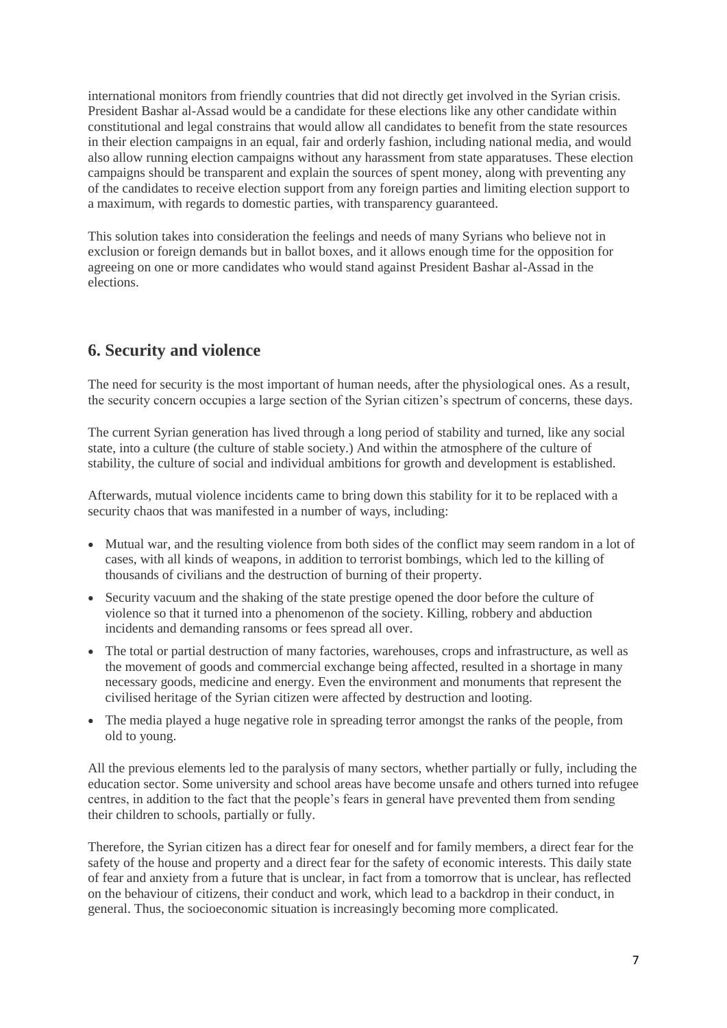international monitors from friendly countries that did not directly get involved in the Syrian crisis. President Bashar al-Assad would be a candidate for these elections like any other candidate within constitutional and legal constrains that would allow all candidates to benefit from the state resources in their election campaigns in an equal, fair and orderly fashion, including national media, and would also allow running election campaigns without any harassment from state apparatuses. These election campaigns should be transparent and explain the sources of spent money, along with preventing any of the candidates to receive election support from any foreign parties and limiting election support to a maximum, with regards to domestic parties, with transparency guaranteed.

This solution takes into consideration the feelings and needs of many Syrians who believe not in exclusion or foreign demands but in ballot boxes, and it allows enough time for the opposition for agreeing on one or more candidates who would stand against President Bashar al-Assad in the elections.

## 6. Security and violence

The need for security is the most important of human needs, after the physiological ones. As a result, the security concern occupies a large section of the Syrian citizen's spectrum of concerns, these days.

The current Syrian generation has lived through a long period of stability and turned, like any social state, into a culture (the culture of stable society.) And within the atmosphere of the culture of stability, the culture of social and individual ambitions for growth and development is established.

Afterwards, mutual violence incidents came to bring down this stability for it to be replaced with a security chaos that was manifested in a number of ways, including:

- Mutual war, and the resulting violence from both sides of the conflict may seem random in a lot of cases, with all kinds of weapons, in addition to terrorist bombings, which led to the killing of thousands of civilians and the destruction of burning of their property.
- Security vacuum and the shaking of the state prestige opened the door before the culture of violence so that it turned into a phenomenon of the society. Killing, robbery and abduction incidents and demanding ransoms or fees spread all over.
- The total or partial destruction of many factories, warehouses, crops and infrastructure, as well as the movement of goods and commercial exchange being affected, resulted in a shortage in many necessary goods, medicine and energy. Even the environment and monuments that represent the civilised heritage of the Syrian citizen were affected by destruction and looting.
- The media played a huge negative role in spreading terror amongst the ranks of the people, from old to young.

All the previous elements led to the paralysis of many sectors, whether partially or fully, including the education sector. Some university and school areas have become unsafe and others turned into refugee centres, in addition to the fact that the people's fears in general have prevented them from sending their children to schools, partially or fully.

Therefore, the Syrian citizen has a direct fear for oneself and for family members, a direct fear for the safety of the house and property and a direct fear for the safety of economic interests. This daily state of fear and anxiety from a future that is unclear, in fact from a tomorrow that is unclear, has reflected on the behaviour of citizens, their conduct and work, which lead to a backdrop in their conduct, in general. Thus, the socioeconomic situation is increasingly becoming more complicated.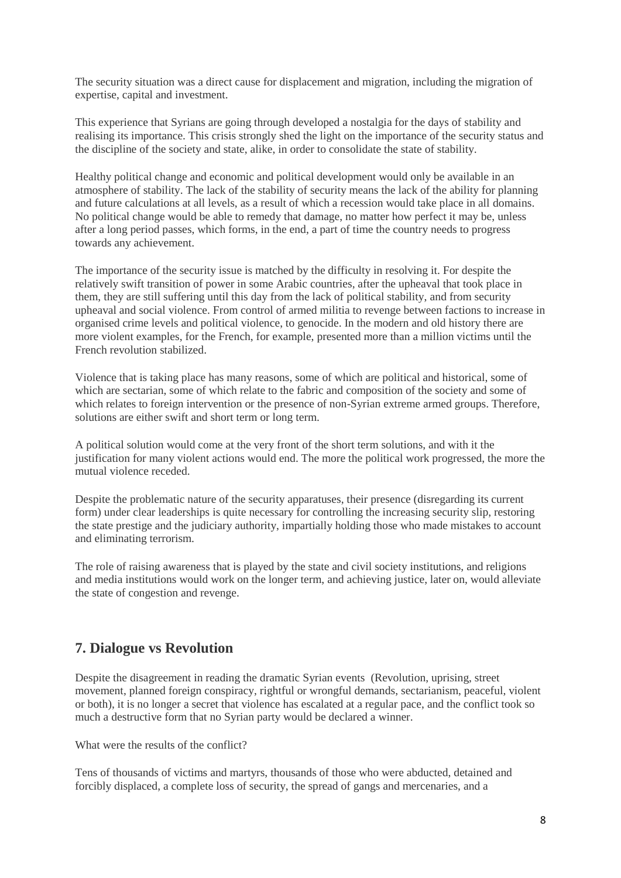The security situation was a direct cause for displacement and migration, including the migration of expertise, capital and investment.

This experience that Syrians are going through developed a nostalgia for the days of stability and realising its importance. This crisis strongly shed the light on the importance of the security status and the discipline of the society and state, alike, in order to consolidate the state of stability.

Healthy political change and economic and political development would only be available in an atmosphere of stability. The lack of the stability of security means the lack of the ability for planning and future calculations at all levels, as a result of which a recession would take place in all domains. No political change would be able to remedy that damage, no matter how perfect it may be, unless after a long period passes, which forms, in the end, a part of time the country needs to progress towards any achievement.

The importance of the security issue is matched by the difficulty in resolving it. For despite the relatively swift transition of power in some Arabic countries, after the upheaval that took place in them, they are still suffering until this day from the lack of political stability, and from security upheaval and social violence. From control of armed militia to revenge between factions to increase in organised crime levels and political violence, to genocide. In the modern and old history there are more violent examples, for the French, for example, presented more than a million victims until the French revolution stabilized.

Violence that is taking place has many reasons, some of which are political and historical, some of which are sectarian, some of which relate to the fabric and composition of the society and some of which relates to foreign intervention or the presence of non-Syrian extreme armed groups. Therefore, solutions are either swift and short term or long term.

A political solution would come at the very front of the short term solutions, and with it the justification for many violent actions would end. The more the political work progressed, the more the mutual violence receded.

Despite the problematic nature of the security apparatuses, their presence (disregarding its current form) under clear leaderships is quite necessary for controlling the increasing security slip, restoring the state prestige and the judiciary authority, impartially holding those who made mistakes to account and eliminating terrorism.

The role of raising awareness that is played by the state and civil society institutions, and religions and media institutions would work on the longer term, and achieving justice, later on, would alleviate the state of congestion and revenge.

## 7. Dialogue vs Revolution

Despite the disagreement in reading the dramatic Syrian events (Revolution, uprising, street movement, planned foreign conspiracy, rightful or wrongful demands, sectarianism, peaceful, violent or both), it is no longer a secret that violence has escalated at a regular pace, and the conflict took so much a destructive form that no Syrian party would be declared a winner.

What were the results of the conflict?

Tens of thousands of victims and martyrs, thousands of those who were abducted, detained and forcibly displaced, a complete loss of security, the spread of gangs and mercenaries, and a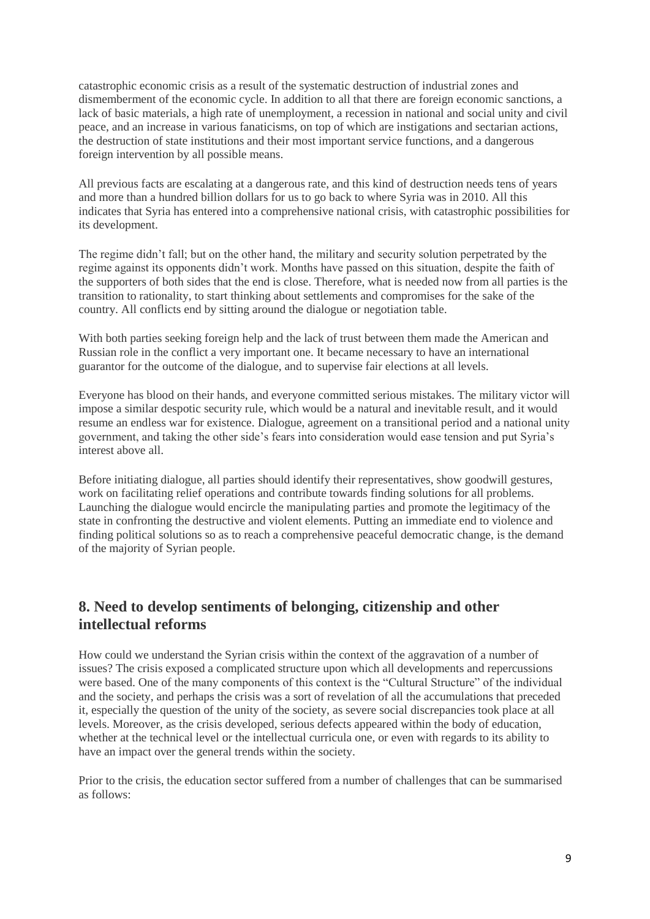catastrophic economic crisis as a result of the systematic destruction of industrial zones and dismemberment of the economic cycle. In addition to all that there are foreign economic sanctions, a lack of basic materials, a high rate of unemployment, a recession in national and social unity and civil peace, and an increase in various fanaticisms, on top of which are instigations and sectarian actions, the destruction of state institutions and their most important service functions, and a dangerous foreign intervention by all possible means.

All previous facts are escalating at a dangerous rate, and this kind of destruction needs tens of years and more than a hundred billion dollars for us to go back to where Syria was in 2010. All this indicates that Syria has entered into a comprehensive national crisis, with catastrophic possibilities for its development.

The regime didn't fall; but on the other hand, the military and security solution perpetrated by the regime against its opponents didn't work. Months have passed on this situation, despite the faith of the supporters of both sides that the end is close. Therefore, what is needed now from all parties is the transition to rationality, to start thinking about settlements and compromises for the sake of the country. All conflicts end by sitting around the dialogue or negotiation table.

With both parties seeking foreign help and the lack of trust between them made the American and Russian role in the conflict a very important one. It became necessary to have an international guarantor for the outcome of the dialogue, and to supervise fair elections at all levels.

Everyone has blood on their hands, and everyone committed serious mistakes. The military victor will impose a similar despotic security rule, which would be a natural and inevitable result, and it would resume an endless war for existence. Dialogue, agreement on a transitional period and a national unity government, and taking the other side's fears into consideration would ease tension and put Syria's interest above all.

Before initiating dialogue, all parties should identify their representatives, show goodwill gestures, work on facilitating relief operations and contribute towards finding solutions for all problems. Launching the dialogue would encircle the manipulating parties and promote the legitimacy of the state in confronting the destructive and violent elements. Putting an immediate end to violence and finding political solutions so as to reach a comprehensive peaceful democratic change, is the demand of the majority of Syrian people.

## 8. Need to develop sentiments of belonging, citizenship and other intellectual reforms

How could we understand the Syrian crisis within the context of the aggravation of a number of issues? The crisis exposed a complicated structure upon which all developments and repercussions were based. One of the many components of this context is the "Cultural Structure" of the individual and the society, and perhaps the crisis was a sort of revelation of all the accumulations that preceded it, especially the question of the unity of the society, as severe social discrepancies took place at all levels. Moreover, as the crisis developed, serious defects appeared within the body of education, whether at the technical level or the intellectual curricula one, or even with regards to its ability to have an impact over the general trends within the society.

Prior to the crisis, the education sector suffered from a number of challenges that can be summarised as follows: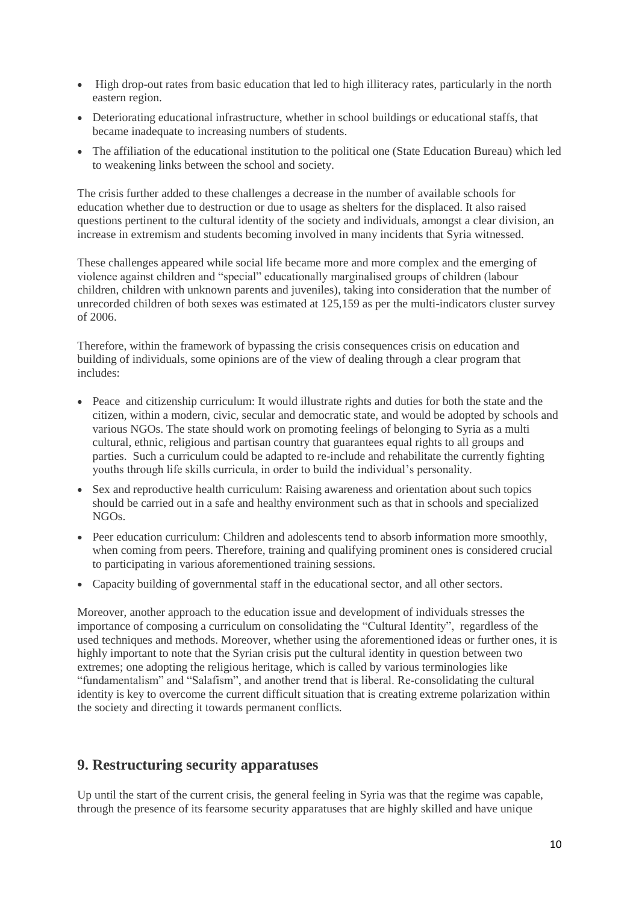- High drop-out rates from basic education that led to high illiteracy rates, particularly in the north eastern region.
- Deteriorating educational infrastructure, whether in school buildings or educational staffs, that became inadequate to increasing numbers of students.
- The affiliation of the educational institution to the political one (State Education Bureau) which led to weakening links between the school and society.

The crisis further added to these challenges a decrease in the number of available schools for education whether due to destruction or due to usage as shelters for the displaced. It also raised questions pertinent to the cultural identity of the society and individuals, amongst a clear division, an increase in extremism and students becoming involved in many incidents that Syria witnessed.

These challenges appeared while social life became more and more complex and the emerging of violence against children and "special" educationally marginalised groups of children (labour children, children with unknown parents and juveniles), taking into consideration that the number of unrecorded children of both sexes was estimated at 125,159 as per the multi-indicators cluster survey of 2006.

Therefore, within the framework of bypassing the crisis consequences crisis on education and building of individuals, some opinions are of the view of dealing through a clear program that includes:

- Peace and citizenship curriculum: It would illustrate rights and duties for both the state and the citizen, within a modern, civic, secular and democratic state, and would be adopted by schools and various NGOs. The state should work on promoting feelings of belonging to Syria as a multi cultural, ethnic, religious and partisan country that guarantees equal rights to all groups and parties. Such a curriculum could be adapted to re-include and rehabilitate the currently fighting youths through life skills curricula, in order to build the individual's personality.
- Sex and reproductive health curriculum: Raising awareness and orientation about such topics should be carried out in a safe and healthy environment such as that in schools and specialized NGOs.
- Peer education curriculum: Children and adolescents tend to absorb information more smoothly, when coming from peers. Therefore, training and qualifying prominent ones is considered crucial to participating in various aforementioned training sessions.
- Capacity building of governmental staff in the educational sector, and all other sectors.

Moreover, another approach to the education issue and development of individuals stresses the importance of composing a curriculum on consolidating the "Cultural Identity", regardless of the used techniques and methods. Moreover, whether using the aforementioned ideas or further ones, it is highly important to note that the Syrian crisis put the cultural identity in question between two extremes; one adopting the religious heritage, which is called by various terminologies like "fundamentalism" and "Salafism", and another trend that is liberal. Re-consolidating the cultural identity is key to overcome the current difficult situation that is creating extreme polarization within the society and directing it towards permanent conflicts.

## 9. Restructuring security apparatuses

Up until the start of the current crisis, the general feeling in Syria was that the regime was capable, through the presence of its fearsome security apparatuses that are highly skilled and have unique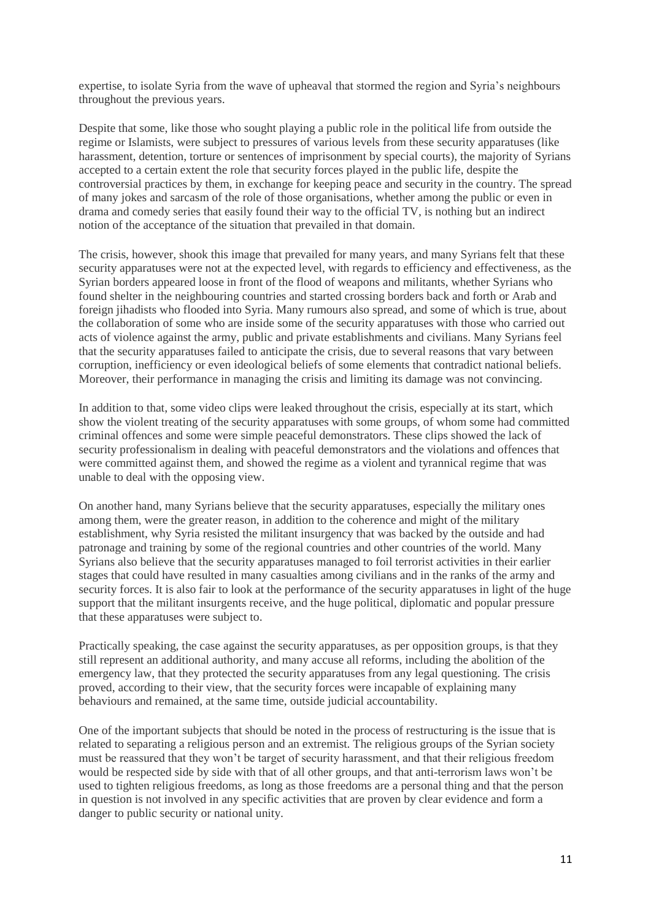expertise, to isolate Syria from the wave of upheaval that stormed the region and Syria's neighbours throughout the previous years.

Despite that some, like those who sought playing a public role in the political life from outside the regime or Islamists, were subject to pressures of various levels from these security apparatuses (like harassment, detention, torture or sentences of imprisonment by special courts), the majority of Syrians accepted to a certain extent the role that security forces played in the public life, despite the controversial practices by them, in exchange for keeping peace and security in the country. The spread of many jokes and sarcasm of the role of those organisations, whether among the public or even in drama and comedy series that easily found their way to the official TV, is nothing but an indirect notion of the acceptance of the situation that prevailed in that domain.

The crisis, however, shook this image that prevailed for many years, and many Syrians felt that these security apparatuses were not at the expected level, with regards to efficiency and effectiveness, as the Syrian borders appeared loose in front of the flood of weapons and militants, whether Syrians who found shelter in the neighbouring countries and started crossing borders back and forth or Arab and foreign jihadists who flooded into Syria. Many rumours also spread, and some of which is true, about the collaboration of some who are inside some of the security apparatuses with those who carried out acts of violence against the army, public and private establishments and civilians. Many Syrians feel that the security apparatuses failed to anticipate the crisis, due to several reasons that vary between corruption, inefficiency or even ideological beliefs of some elements that contradict national beliefs. Moreover, their performance in managing the crisis and limiting its damage was not convincing.

In addition to that, some video clips were leaked throughout the crisis, especially at its start, which show the violent treating of the security apparatuses with some groups, of whom some had committed criminal offences and some were simple peaceful demonstrators. These clips showed the lack of security professionalism in dealing with peaceful demonstrators and the violations and offences that were committed against them, and showed the regime as a violent and tyrannical regime that was unable to deal with the opposing view.

On another hand, many Syrians believe that the security apparatuses, especially the military ones among them, were the greater reason, in addition to the coherence and might of the military establishment, why Syria resisted the militant insurgency that was backed by the outside and had patronage and training by some of the regional countries and other countries of the world. Many Syrians also believe that the security apparatuses managed to foil terrorist activities in their earlier stages that could have resulted in many casualties among civilians and in the ranks of the army and security forces. It is also fair to look at the performance of the security apparatuses in light of the huge support that the militant insurgents receive, and the huge political, diplomatic and popular pressure that these apparatuses were subject to.

Practically speaking, the case against the security apparatuses, as per opposition groups, is that they still represent an additional authority, and many accuse all reforms, including the abolition of the emergency law, that they protected the security apparatuses from any legal questioning. The crisis proved, according to their view, that the security forces were incapable of explaining many behaviours and remained, at the same time, outside judicial accountability.

One of the important subjects that should be noted in the process of restructuring is the issue that is related to separating a religious person and an extremist. The religious groups of the Syrian society must be reassured that they won't be target of security harassment, and that their religious freedom would be respected side by side with that of all other groups, and that anti-terrorism laws won't be used to tighten religious freedoms, as long as those freedoms are a personal thing and that the person in question is not involved in any specific activities that are proven by clear evidence and form a danger to public security or national unity.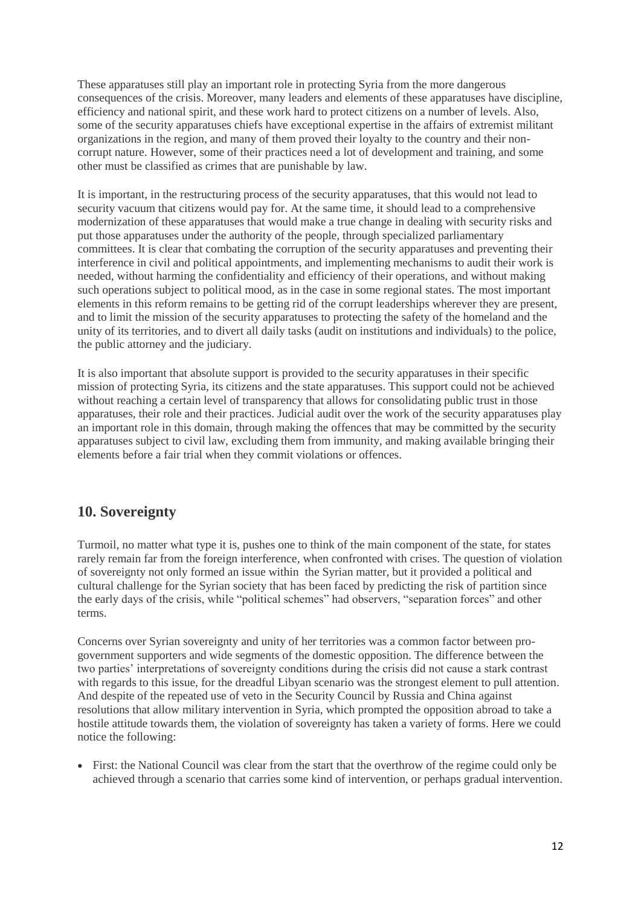These apparatuses still play an important role in protecting Syria from the more dangerous consequences of the crisis. Moreover, many leaders and elements of these apparatuses have discipline, efficiency and national spirit, and these work hard to protect citizens on a number of levels. Also, some of the security apparatuses chiefs have exceptional expertise in the affairs of extremist militant organizations in the region, and many of them proved their loyalty to the country and their non-corrupt nature. However, some of their practices need a lot of development and training, and some other must be classified as crimes that are punishable by law.

It is important, in the restructuring process of the security apparatuses, that this would not lead to security vacuum that citizens would pay for. At the same time, it should lead to a comprehensive modernization of these apparatuses that would make a true change in dealing with security risks and put those apparatuses under the authority of the people, through specialized parliamentary committees. It is clear that combating the corruption of the security apparatuses and preventing their interference in civil and political appointments, and implementing mechanisms to audit their work is needed, without harming the confidentiality and efficiency of their operations, and without making such operations subject to political mood, as in the case in some regional states. The most important elements in this reform remains to be getting rid of the corrupt leaderships wherever they are present, and to limit the mission of the security apparatuses to protecting the safety of the homeland and the unity of its territories, and to divert all daily tasks (audit on institutions and individuals) to the police, the public attorney and the judiciary.

It is also important that absolute support is provided to the security apparatuses in their specific mission of protecting Syria, its citizens and the state apparatuses. This support could not be achieved without reaching a certain level of transparency that allows for consolidating public trust in those apparatuses, their role and their practices. Judicial audit over the work of the security apparatuses play an important role in this domain, through making the offences that may be committed by the security apparatuses subject to civil law, excluding them from immunity, and making available bringing their elements before a fair trial when they commit violations or offences.

## 10. Sovereignty

Turmoil, no matter what type it is, pushes one to think of the main component of the state, for states rarely remain far from the foreign interference, when confronted with crises. The question of violation of sovereignty not only formed an issue within the Syrian matter, but it provided a political and cultural challenge for the Syrian society that has been faced by predicting the risk of partition since the early days of the crisis, while "political schemes" had observers, "separation forces" and other terms.

Concerns over Syrian sovereignty and unity of her territories was a common factor between pro-government supporters and wide segments of the domestic opposition. The difference between the two parties' interpretations of sovereignty conditions during the crisis did not cause a stark contrast with regards to this issue, for the dreadful Libyan scenario was the strongest element to pull attention. And despite of the repeated use of veto in the Security Council by Russia and China against resolutions that allow military intervention in Syria, which prompted the opposition abroad to take a hostile attitude towards them, the violation of sovereignty has taken a variety of forms. Here we could notice the following:

- First: the National Council was clear from the start that the overthrow of the regime could only be achieved through a scenario that carries some kind of intervention, or perhaps gradual intervention.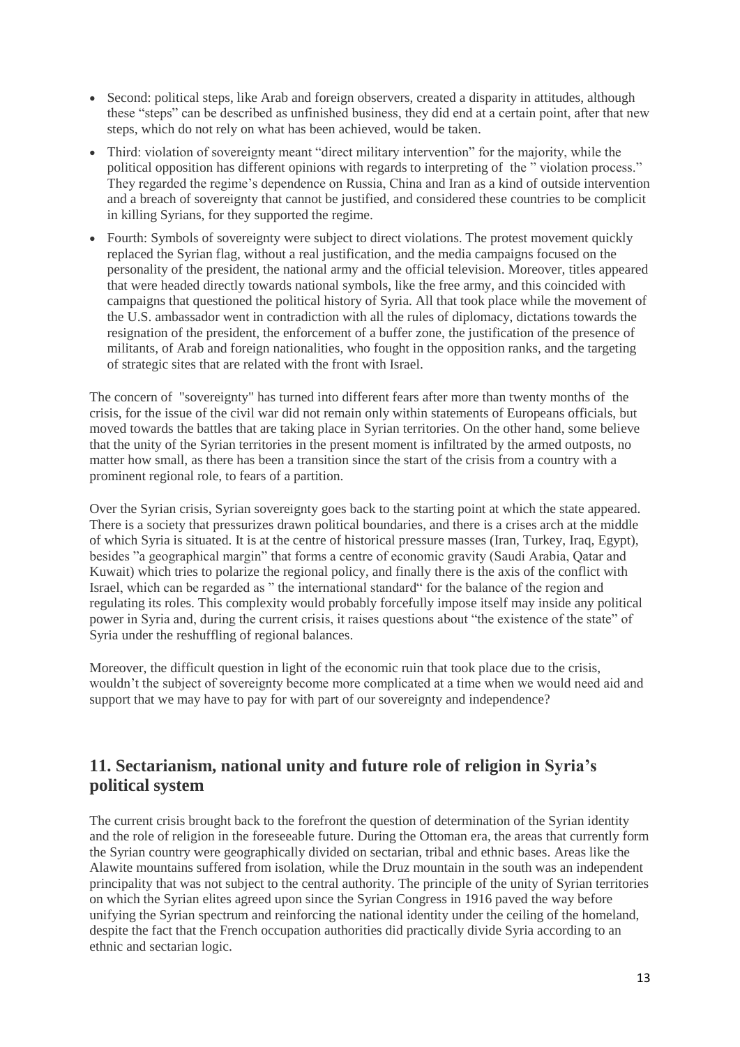- Second: political steps, like Arab and foreign observers, created a disparity in attitudes, although these "steps" can be described as unfinished business, they did end at a certain point, after that new steps, which do not rely on what has been achieved, would be taken.
- Third: violation of sovereignty meant "direct military intervention" for the majority, while the political opposition has different opinions with regards to interpreting of the " violation process." They regarded the regime's dependence on Russia, China and Iran as a kind of outside intervention and a breach of sovereignty that cannot be justified, and considered these countries to be complicit in killing Syrians, for they supported the regime.
- Fourth: Symbols of sovereignty were subject to direct violations. The protest movement quickly replaced the Syrian flag, without a real justification, and the media campaigns focused on the personality of the president, the national army and the official television. Moreover, titles appeared that were headed directly towards national symbols, like the free army, and this coincided with campaigns that questioned the political history of Syria. All that took place while the movement of the U.S. ambassador went in contradiction with all the rules of diplomacy, dictations towards the resignation of the president, the enforcement of a buffer zone, the justification of the presence of militants, of Arab and foreign nationalities, who fought in the opposition ranks, and the targeting of strategic sites that are related with the front with Israel.

The concern of "sovereignty" has turned into different fears after more than twenty months of the crisis, for the issue of the civil war did not remain only within statements of Europeans officials, but moved towards the battles that are taking place in Syrian territories. On the other hand, some believe that the unity of the Syrian territories in the present moment is infiltrated by the armed outposts, no matter how small, as there has been a transition since the start of the crisis from a country with a prominent regional role, to fears of a partition.

Over the Syrian crisis, Syrian sovereignty goes back to the starting point at which the state appeared. There is a society that pressurizes drawn political boundaries, and there is a crises arch at the middle of which Syria is situated. It is at the centre of historical pressure masses (Iran, Turkey, Iraq, Egypt), besides "a geographical margin" that forms a centre of economic gravity (Saudi Arabia, Qatar and Kuwait) which tries to polarize the regional policy, and finally there is the axis of the conflict with Israel, which can be regarded as " the international standard" for the balance of the region and regulating its roles. This complexity would probably forcefully impose itself may inside any political power in Syria and, during the current crisis, it raises questions about "the existence of the state" of Syria under the reshuffling of regional balances.

Moreover, the difficult question in light of the economic ruin that took place due to the crisis, wouldn't the subject of sovereignty become more complicated at a time when we would need aid and support that we may have to pay for with part of our sovereignty and independence?

## 11. Sectarianism, national unity and future role of religion in Syria's political system

The current crisis brought back to the forefront the question of determination of the Syrian identity and the role of religion in the foreseeable future. During the Ottoman era, the areas that currently form the Syrian country were geographically divided on sectarian, tribal and ethnic bases. Areas like the Alawite mountains suffered from isolation, while the Druz mountain in the south was an independent principality that was not subject to the central authority. The principle of the unity of Syrian territories on which the Syrian elites agreed upon since the Syrian Congress in 1916 paved the way before unifying the Syrian spectrum and reinforcing the national identity under the ceiling of the homeland, despite the fact that the French occupation authorities did practically divide Syria according to an ethnic and sectarian logic.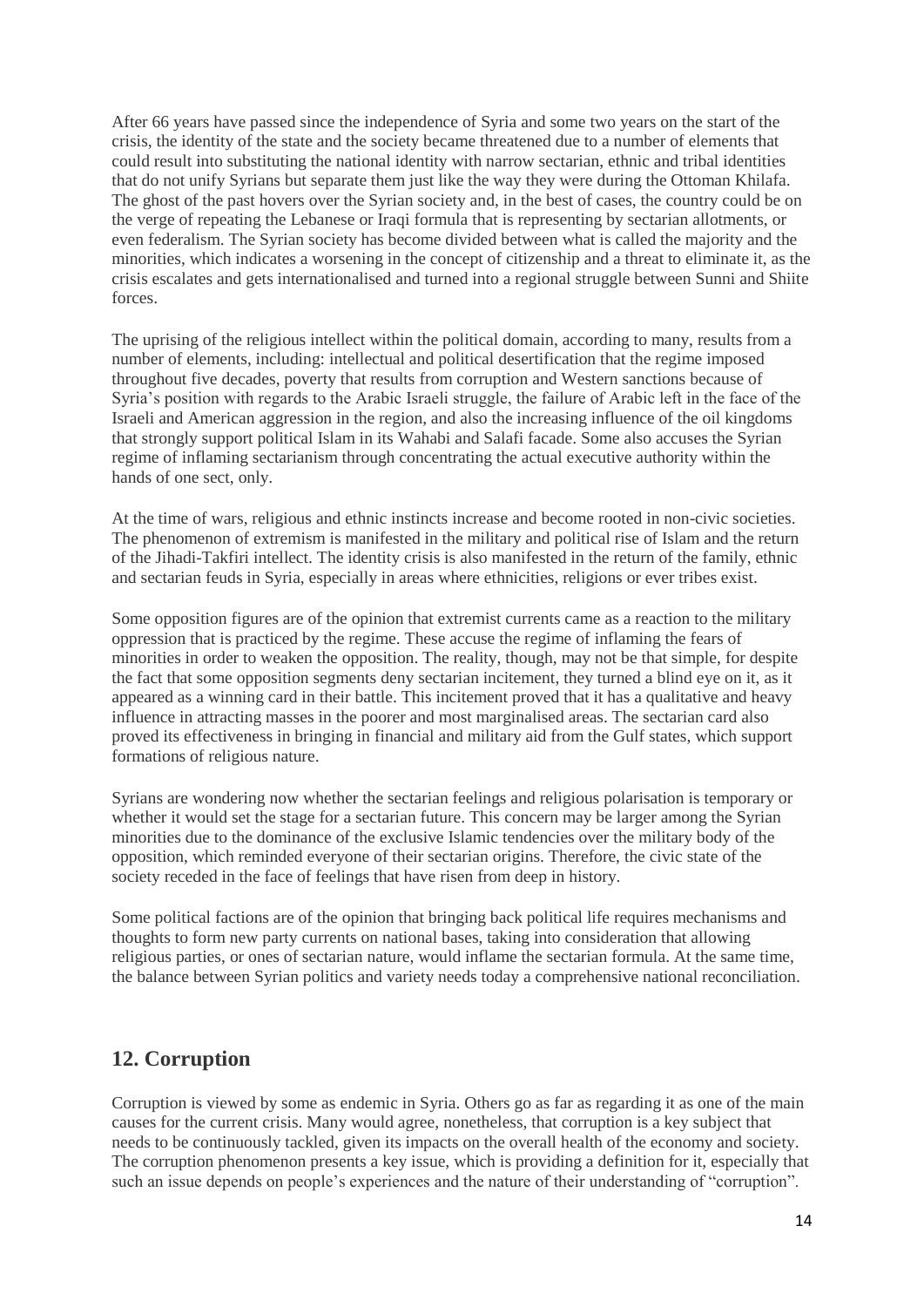After 66 years have passed since the independence of Syria and some two years on the start of the crisis, the identity of the state and the society became threatened due to a number of elements that could result into substituting the national identity with narrow sectarian, ethnic and tribal identities that do not unify Syrians but separate them just like the way they were during the Ottoman Khilafa. The ghost of the past hovers over the Syrian society and, in the best of cases, the country could be on the verge of repeating the Lebanese or Iraqi formula that is representing by sectarian allotments, or even federalism. The Syrian society has become divided between what is called the majority and the minorities, which indicates a worsening in the concept of citizenship and a threat to eliminate it, as the crisis escalates and gets internationalised and turned into a regional struggle between Sunni and Shiite forces.

The uprising of the religious intellect within the political domain, according to many, results from a number of elements, including: intellectual and political desertification that the regime imposed throughout five decades, poverty that results from corruption and Western sanctions because of Syria's position with regards to the Arabic Israeli struggle, the failure of Arabic left in the face of the Israeli and American aggression in the region, and also the increasing influence of the oil kingdoms that strongly support political Islam in its Wahabi and Salafi facade. Some also accuses the Syrian regime of inflaming sectarianism through concentrating the actual executive authority within the hands of one sect, only.

At the time of wars, religious and ethnic instincts increase and become rooted in non-civic societies. The phenomenon of extremism is manifested in the military and political rise of Islam and the return of the Jihadi-Takfiri intellect. The identity crisis is also manifested in the return of the family, ethnic and sectarian feuds in Syria, especially in areas where ethnicities, religions or ever tribes exist.

Some opposition figures are of the opinion that extremist currents came as a reaction to the military oppression that is practiced by the regime. These accuse the regime of inflaming the fears of minorities in order to weaken the opposition. The reality, though, may not be that simple, for despite the fact that some opposition segments deny sectarian incitement, they turned a blind eye on it, as it appeared as a winning card in their battle. This incitement proved that it has a qualitative and heavy influence in attracting masses in the poorer and most marginalised areas. The sectarian card also proved its effectiveness in bringing in financial and military aid from the Gulf states, which support formations of religious nature.

Syrians are wondering now whether the sectarian feelings and religious polarisation is temporary or whether it would set the stage for a sectarian future. This concern may be larger among the Syrian minorities due to the dominance of the exclusive Islamic tendencies over the military body of the opposition, which reminded everyone of their sectarian origins. Therefore, the civic state of the society receded in the face of feelings that have risen from deep in history.

Some political factions are of the opinion that bringing back political life requires mechanisms and thoughts to form new party currents on national bases, taking into consideration that allowing religious parties, or ones of sectarian nature, would inflame the sectarian formula. At the same time, the balance between Syrian politics and variety needs today a comprehensive national reconciliation.

## 12. Corruption

Corruption is viewed by some as endemic in Syria. Others go as far as regarding it as one of the main causes for the current crisis. Many would agree, nonetheless, that corruption is a key subject that needs to be continuously tackled, given its impacts on the overall health of the economy and society. The corruption phenomenon presents a key issue, which is providing a definition for it, especially that such an issue depends on people's experiences and the nature of their understanding of "corruption".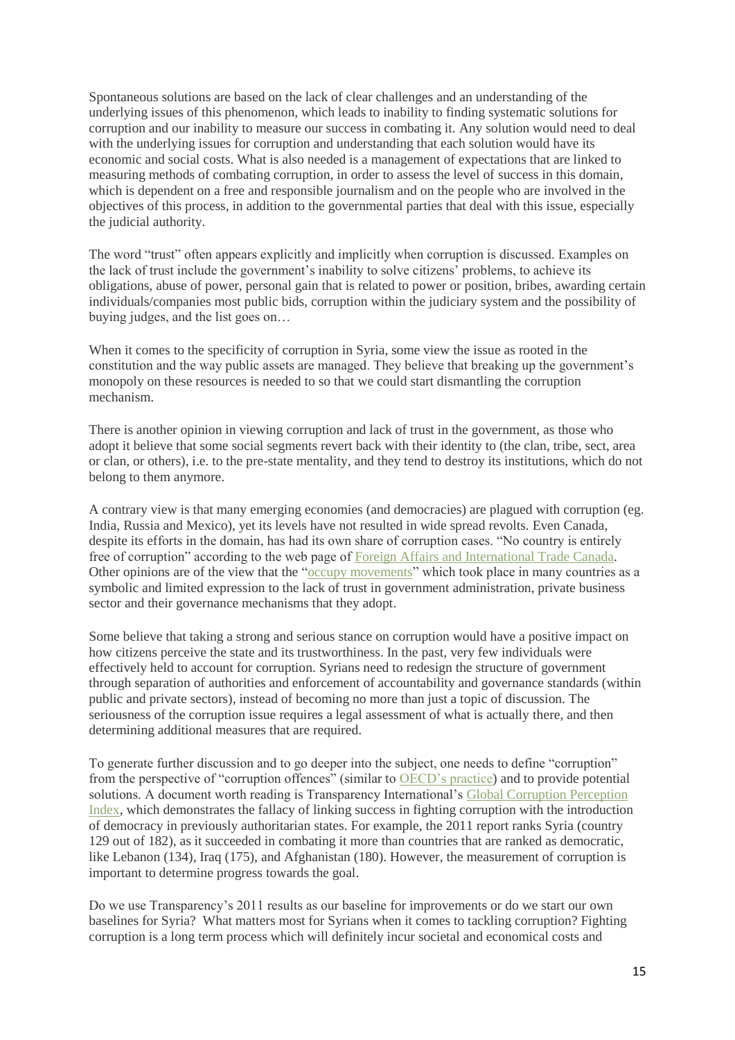Spontaneous solutions are based on the lack of clear challenges and an understanding of the underlying issues of this phenomenon, which leads to inability to finding systematic solutions for corruption and our inability to measure our success in combating it. Any solution would need to deal with the underlying issues for corruption and understanding that each solution would have its economic and social costs. What is also needed is a management of expectations that are linked to measuring methods of combating corruption, in order to assess the level of success in this domain, which is dependent on a free and responsible journalism and on the people who are involved in the objectives of this process, in addition to the governmental parties that deal with this issue, especially the judicial authority.

The word "trust" often appears explicitly and implicitly when corruption is discussed. Examples on the lack of trust include the government's inability to solve citizens' problems, to achieve its obligations, abuse of power, personal gain that is related to power or position, bribes, awarding certain individuals/companies most public bids, corruption within the judiciary system and the possibility of buying judges, and the list goes on…

When it comes to the specificity of corruption in Syria, some view the issue as rooted in the constitution and the way public assets are managed. They believe that breaking up the government's monopoly on these resources is needed to so that we could start dismantling the corruption mechanism.

There is another opinion in viewing corruption and lack of trust in the government, as those who adopt it believe that some social segments revert back with their identity to (the clan, tribe, sect, area or clan, or others), i.e. to the pre-state mentality, and they tend to destroy its institutions, which do not belong to them anymore.

A contrary view is that many emerging economies (and democracies) are plagued with corruption (eg. India, Russia and Mexico), yet its levels have not resulted in wide spread revolts. Even Canada, despite its efforts in the domain, has had its own share of corruption cases. "No country is entirely free of corruption" according to the web page of Foreign Affairs and International Trade Canada. Other opinions are of the view that the "occupy movements" which took place in many countries as a symbolic and limited expression to the lack of trust in government administration, private business sector and their governance mechanisms that they adopt.

Some believe that taking a strong and serious stance on corruption would have a positive impact on how citizens perceive the state and its trustworthiness. In the past, very few individuals were effectively held to account for corruption. Syrians need to redesign the structure of government through separation of authorities and enforcement of accountability and governance standards (within public and private sectors), instead of becoming no more than just a topic of discussion. The seriousness of the corruption issue requires a legal assessment of what is actually there, and then determining additional measures that are required.

To generate further discussion and to go deeper into the subject, one needs to define "corruption" from the perspective of "corruption offences" (similar to OECD's practice) and to provide potential solutions. A document worth reading is Transparency International's Global Corruption Perception Index, which demonstrates the fallacy of linking success in fighting corruption with the introduction of democracy in previously authoritarian states. For example, the 2011 report ranks Syria (country 129 out of 182), as it succeeded in combating it more than countries that are ranked as democratic, like Lebanon (134), Iraq (175), and Afghanistan (180). However, the measurement of corruption is important to determine progress towards the goal.

Do we use Transparency's 2011 results as our baseline for improvements or do we start our own baselines for Syria? What matters most for Syrians when it comes to tackling corruption? Fighting corruption is a long term process which will definitely incur societal and economical costs and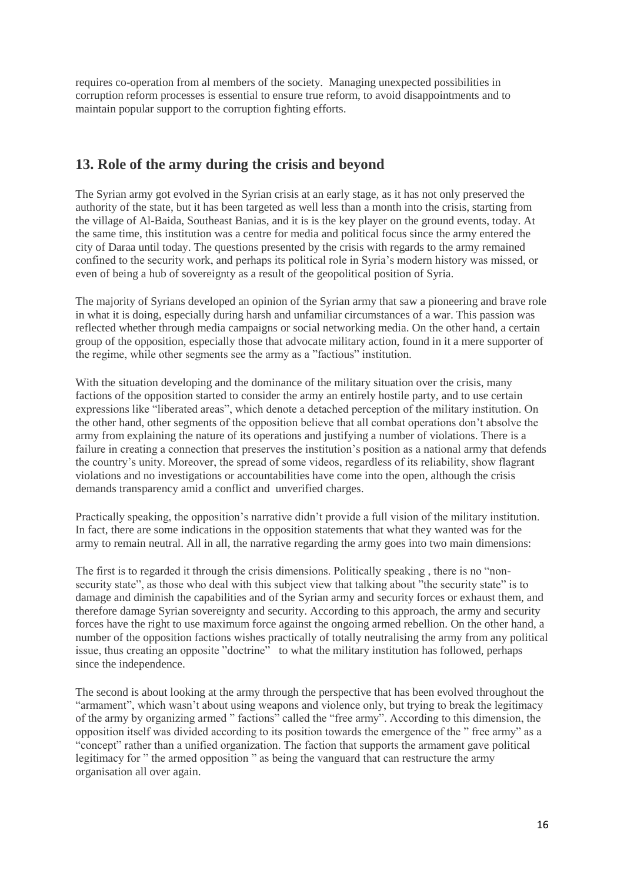requires co-operation from al members of the society. Managing unexpected possibilities in corruption reform processes is essential to ensure true reform, to avoid disappointments and to maintain popular support to the corruption fighting efforts.

## 13. Role of the army during the crisis and beyond

The Syrian army got evolved in the Syrian crisis at an early stage, as it has not only preserved the authority of the state, but it has been targeted as well less than a month into the crisis, starting from the village of Al-Baida, Southeast Banias, and it is is the key player on the ground events, today. At the same time, this institution was a centre for media and political focus since the army entered the city of Daraa until today. The questions presented by the crisis with regards to the army remained confined to the security work, and perhaps its political role in Syria's modern history was missed, or even of being a hub of sovereignty as a result of the geopolitical position of Syria.

The majority of Syrians developed an opinion of the Syrian army that saw a pioneering and brave role in what it is doing, especially during harsh and unfamiliar circumstances of a war. This passion was reflected whether through media campaigns or social networking media. On the other hand, a certain group of the opposition, especially those that advocate military action, found in it a mere supporter of the regime, while other segments see the army as a "factious" institution.

With the situation developing and the dominance of the military situation over the crisis, many factions of the opposition started to consider the army an entirely hostile party, and to use certain expressions like "liberated areas", which denote a detached perception of the military institution. On the other hand, other segments of the opposition believe that all combat operations don't absolve the army from explaining the nature of its operations and justifying a number of violations. There is a failure in creating a connection that preserves the institution's position as a national army that defends the country's unity. Moreover, the spread of some videos, regardless of its reliability, show flagrant violations and no investigations or accountabilities have come into the open, although the crisis demands transparency amid a conflict and unverified charges.

Practically speaking, the opposition's narrative didn't provide a full vision of the military institution. In fact, there are some indications in the opposition statements that what they wanted was for the army to remain neutral. All in all, the narrative regarding the army goes into two main dimensions:

The first is to regarded it through the crisis dimensions. Politically speaking , there is no "non-security state", as those who deal with this subject view that talking about "the security state" is to damage and diminish the capabilities and of the Syrian army and security forces or exhaust them, and therefore damage Syrian sovereignty and security. According to this approach, the army and security forces have the right to use maximum force against the ongoing armed rebellion. On the other hand, a number of the opposition factions wishes practically of totally neutralising the army from any political issue, thus creating an opposite "doctrine" to what the military institution has followed, perhaps since the independence.

The second is about looking at the army through the perspective that has been evolved throughout the "armament", which wasn't about using weapons and violence only, but trying to break the legitimacy of the army by organizing armed " factions" called the "free army". According to this dimension, the opposition itself was divided according to its position towards the emergence of the " free army" as a "concept" rather than a unified organization. The faction that supports the armament gave political legitimacy for " the armed opposition " as being the vanguard that can restructure the army organisation all over again.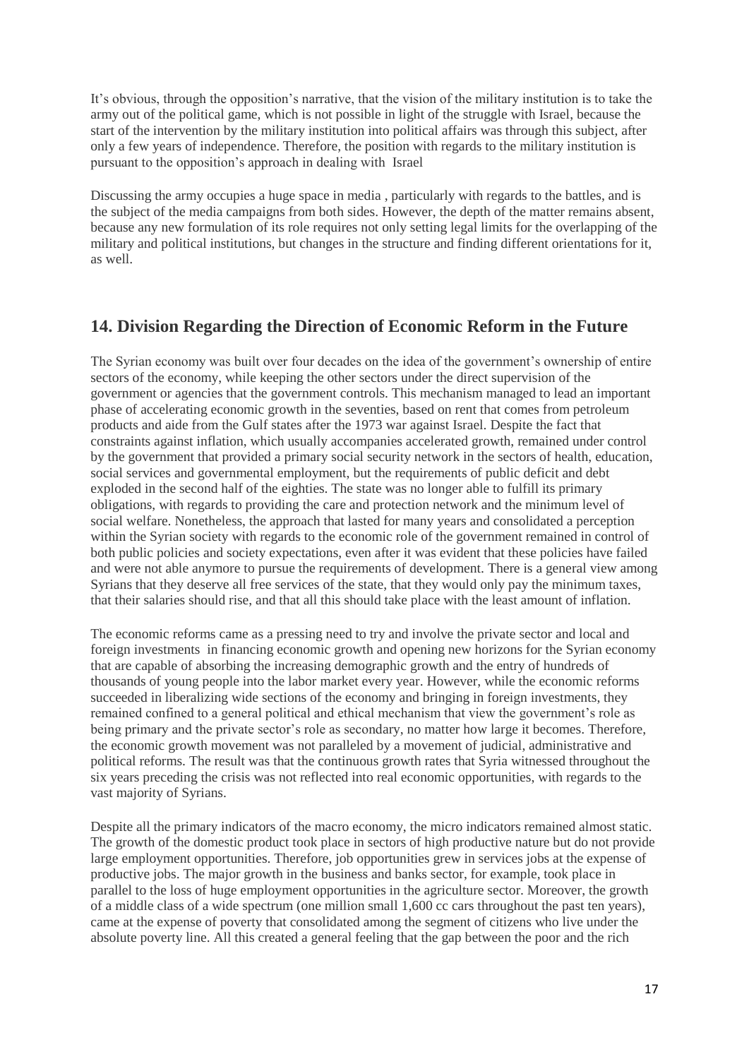It's obvious, through the opposition's narrative, that the vision of the military institution is to take the army out of the political game, which is not possible in light of the struggle with Israel, because the start of the intervention by the military institution into political affairs was through this subject, after only a few years of independence. Therefore, the position with regards to the military institution is pursuant to the opposition's approach in dealing with Israel

Discussing the army occupies a huge space in media , particularly with regards to the battles, and is the subject of the media campaigns from both sides. However, the depth of the matter remains absent, because any new formulation of its role requires not only setting legal limits for the overlapping of the military and political institutions, but changes in the structure and finding different orientations for it, as well.

## 14. Division Regarding the Direction of Economic Reform in the Future

The Syrian economy was built over four decades on the idea of the government's ownership of entire sectors of the economy, while keeping the other sectors under the direct supervision of the government or agencies that the government controls. This mechanism managed to lead an important phase of accelerating economic growth in the seventies, based on rent that comes from petroleum products and aide from the Gulf states after the 1973 war against Israel. Despite the fact that constraints against inflation, which usually accompanies accelerated growth, remained under control by the government that provided a primary social security network in the sectors of health, education, social services and governmental employment, but the requirements of public deficit and debt exploded in the second half of the eighties. The state was no longer able to fulfill its primary obligations, with regards to providing the care and protection network and the minimum level of social welfare. Nonetheless, the approach that lasted for many years and consolidated a perception within the Syrian society with regards to the economic role of the government remained in control of both public policies and society expectations, even after it was evident that these policies have failed and were not able anymore to pursue the requirements of development. There is a general view among Syrians that they deserve all free services of the state, that they would only pay the minimum taxes, that their salaries should rise, and that all this should take place with the least amount of inflation.

The economic reforms came as a pressing need to try and involve the private sector and local and foreign investments in financing economic growth and opening new horizons for the Syrian economy that are capable of absorbing the increasing demographic growth and the entry of hundreds of thousands of young people into the labor market every year. However, while the economic reforms succeeded in liberalizing wide sections of the economy and bringing in foreign investments, they remained confined to a general political and ethical mechanism that view the government's role as being primary and the private sector's role as secondary, no matter how large it becomes. Therefore, the economic growth movement was not paralleled by a movement of judicial, administrative and political reforms. The result was that the continuous growth rates that Syria witnessed throughout the six years preceding the crisis was not reflected into real economic opportunities, with regards to the vast majority of Syrians.

Despite all the primary indicators of the macro economy, the micro indicators remained almost static. The growth of the domestic product took place in sectors of high productive nature but do not provide large employment opportunities. Therefore, job opportunities grew in services jobs at the expense of productive jobs. The major growth in the business and banks sector, for example, took place in parallel to the loss of huge employment opportunities in the agriculture sector. Moreover, the growth of a middle class of a wide spectrum (one million small 1,600 cc cars throughout the past ten years), came at the expense of poverty that consolidated among the segment of citizens who live under the absolute poverty line. All this created a general feeling that the gap between the poor and the rich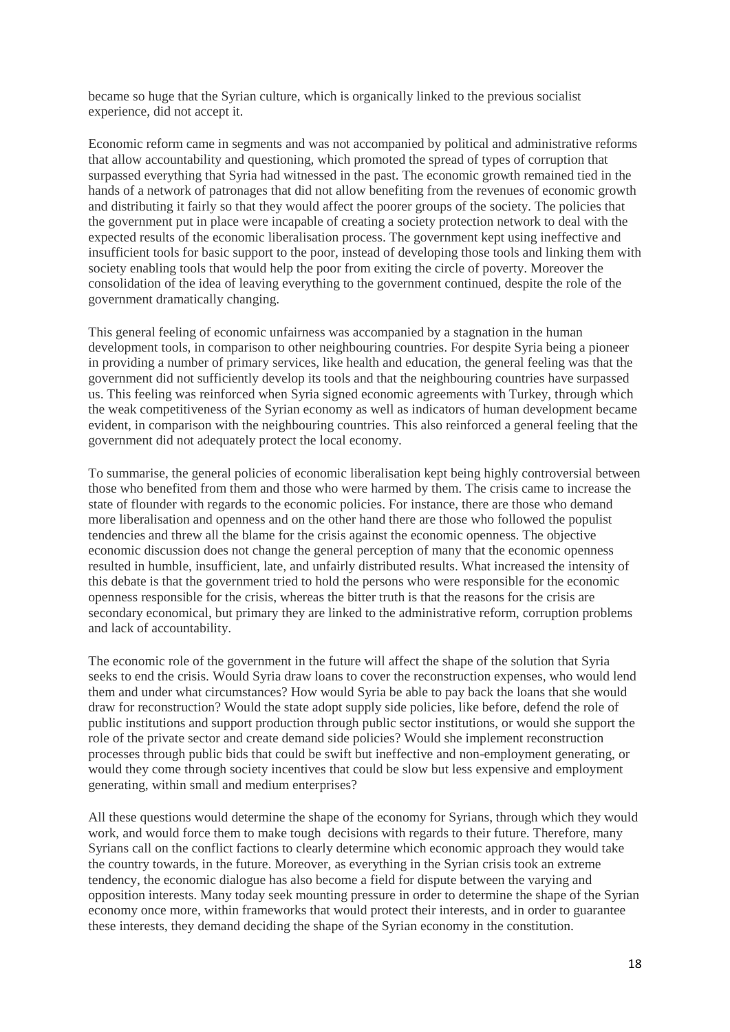became so huge that the Syrian culture, which is organically linked to the previous socialist experience, did not accept it.

Economic reform came in segments and was not accompanied by political and administrative reforms that allow accountability and questioning, which promoted the spread of types of corruption that surpassed everything that Syria had witnessed in the past. The economic growth remained tied in the hands of a network of patronages that did not allow benefiting from the revenues of economic growth and distributing it fairly so that they would affect the poorer groups of the society. The policies that the government put in place were incapable of creating a society protection network to deal with the expected results of the economic liberalisation process. The government kept using ineffective and insufficient tools for basic support to the poor, instead of developing those tools and linking them with society enabling tools that would help the poor from exiting the circle of poverty. Moreover the consolidation of the idea of leaving everything to the government continued, despite the role of the government dramatically changing.

This general feeling of economic unfairness was accompanied by a stagnation in the human development tools, in comparison to other neighbouring countries. For despite Syria being a pioneer in providing a number of primary services, like health and education, the general feeling was that the government did not sufficiently develop its tools and that the neighbouring countries have surpassed us. This feeling was reinforced when Syria signed economic agreements with Turkey, through which the weak competitiveness of the Syrian economy as well as indicators of human development became evident, in comparison with the neighbouring countries. This also reinforced a general feeling that the government did not adequately protect the local economy.

To summarise, the general policies of economic liberalisation kept being highly controversial between those who benefited from them and those who were harmed by them. The crisis came to increase the state of flounder with regards to the economic policies. For instance, there are those who demand more liberalisation and openness and on the other hand there are those who followed the populist tendencies and threw all the blame for the crisis against the economic openness. The objective economic discussion does not change the general perception of many that the economic openness resulted in humble, insufficient, late, and unfairly distributed results. What increased the intensity of this debate is that the government tried to hold the persons who were responsible for the economic openness responsible for the crisis, whereas the bitter truth is that the reasons for the crisis are secondary economical, but primary they are linked to the administrative reform, corruption problems and lack of accountability.

The economic role of the government in the future will affect the shape of the solution that Syria seeks to end the crisis. Would Syria draw loans to cover the reconstruction expenses, who would lend them and under what circumstances? How would Syria be able to pay back the loans that she would draw for reconstruction? Would the state adopt supply side policies, like before, defend the role of public institutions and support production through public sector institutions, or would she support the role of the private sector and create demand side policies? Would she implement reconstruction processes through public bids that could be swift but ineffective and non-employment generating, or would they come through society incentives that could be slow but less expensive and employment generating, within small and medium enterprises?

All these questions would determine the shape of the economy for Syrians, through which they would work, and would force them to make tough decisions with regards to their future. Therefore, many Syrians call on the conflict factions to clearly determine which economic approach they would take the country towards, in the future. Moreover, as everything in the Syrian crisis took an extreme tendency, the economic dialogue has also become a field for dispute between the varying and opposition interests. Many today seek mounting pressure in order to determine the shape of the Syrian economy once more, within frameworks that would protect their interests, and in order to guarantee these interests, they demand deciding the shape of the Syrian economy in the constitution.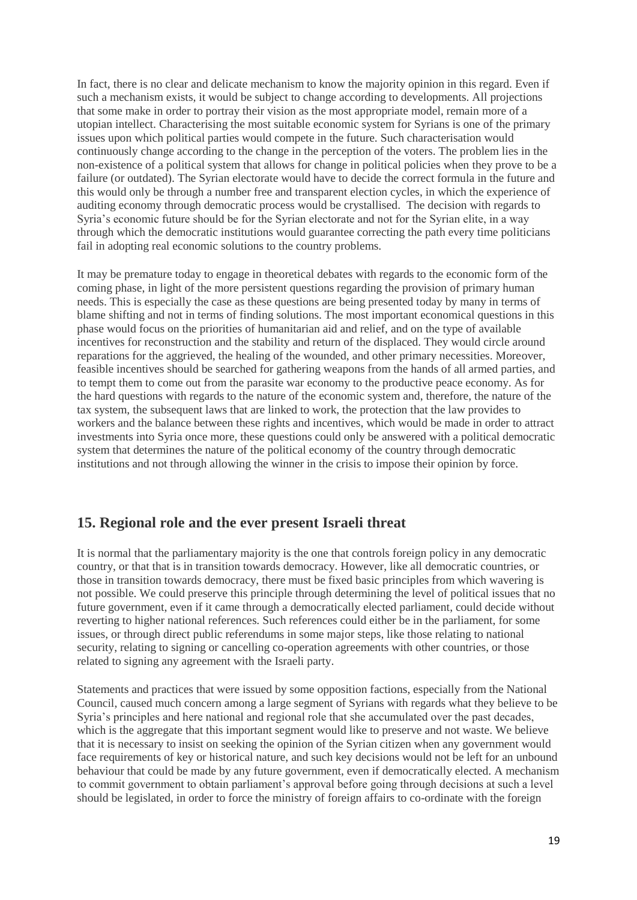In fact, there is no clear and delicate mechanism to know the majority opinion in this regard. Even if such a mechanism exists, it would be subject to change according to developments. All projections that some make in order to portray their vision as the most appropriate model, remain more of a utopian intellect. Characterising the most suitable economic system for Syrians is one of the primary issues upon which political parties would compete in the future. Such characterisation would continuously change according to the change in the perception of the voters. The problem lies in the non-existence of a political system that allows for change in political policies when they prove to be a failure (or outdated). The Syrian electorate would have to decide the correct formula in the future and this would only be through a number free and transparent election cycles, in which the experience of auditing economy through democratic process would be crystallised. The decision with regards to Syria's economic future should be for the Syrian electorate and not for the Syrian elite, in a way through which the democratic institutions would guarantee correcting the path every time politicians fail in adopting real economic solutions to the country problems.

It may be premature today to engage in theoretical debates with regards to the economic form of the coming phase, in light of the more persistent questions regarding the provision of primary human needs. This is especially the case as these questions are being presented today by many in terms of blame shifting and not in terms of finding solutions. The most important economical questions in this phase would focus on the priorities of humanitarian aid and relief, and on the type of available incentives for reconstruction and the stability and return of the displaced. They would circle around reparations for the aggrieved, the healing of the wounded, and other primary necessities. Moreover, feasible incentives should be searched for gathering weapons from the hands of all armed parties, and to tempt them to come out from the parasite war economy to the productive peace economy. As for the hard questions with regards to the nature of the economic system and, therefore, the nature of the tax system, the subsequent laws that are linked to work, the protection that the law provides to workers and the balance between these rights and incentives, which would be made in order to attract investments into Syria once more, these questions could only be answered with a political democratic system that determines the nature of the political economy of the country through democratic institutions and not through allowing the winner in the crisis to impose their opinion by force.

## 15. Regional role and the ever present Israeli threat

It is normal that the parliamentary majority is the one that controls foreign policy in any democratic country, or that that is in transition towards democracy. However, like all democratic countries, or those in transition towards democracy, there must be fixed basic principles from which wavering is not possible. We could preserve this principle through determining the level of political issues that no future government, even if it came through a democratically elected parliament, could decide without reverting to higher national references. Such references could either be in the parliament, for some issues, or through direct public referendums in some major steps, like those relating to national security, relating to signing or cancelling co-operation agreements with other countries, or those related to signing any agreement with the Israeli party.

Statements and practices that were issued by some opposition factions, especially from the National Council, caused much concern among a large segment of Syrians with regards what they believe to be Syria's principles and here national and regional role that she accumulated over the past decades, which is the aggregate that this important segment would like to preserve and not waste. We believe that it is necessary to insist on seeking the opinion of the Syrian citizen when any government would face requirements of key or historical nature, and such key decisions would not be left for an unbound behaviour that could be made by any future government, even if democratically elected. A mechanism to commit government to obtain parliament's approval before going through decisions at such a level should be legislated, in order to force the ministry of foreign affairs to co-ordinate with the foreign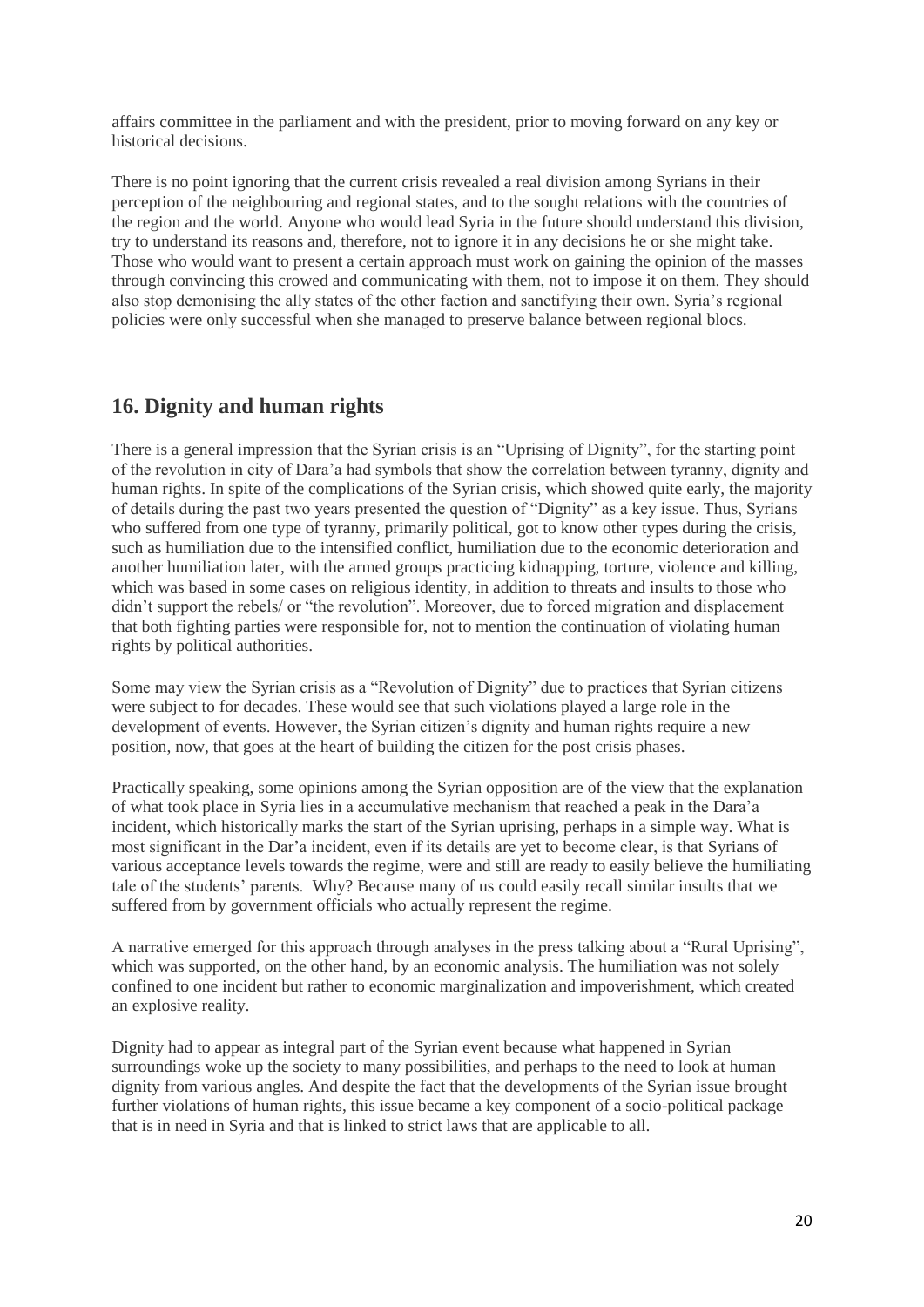affairs committee in the parliament and with the president, prior to moving forward on any key or historical decisions.

There is no point ignoring that the current crisis revealed a real division among Syrians in their perception of the neighbouring and regional states, and to the sought relations with the countries of the region and the world. Anyone who would lead Syria in the future should understand this division, try to understand its reasons and, therefore, not to ignore it in any decisions he or she might take. Those who would want to present a certain approach must work on gaining the opinion of the masses through convincing this crowed and communicating with them, not to impose it on them. They should also stop demonising the ally states of the other faction and sanctifying their own. Syria's regional policies were only successful when she managed to preserve balance between regional blocs.

## 16. Dignity and human rights

There is a general impression that the Syrian crisis is an "Uprising of Dignity", for the starting point of the revolution in city of Dara'a had symbols that show the correlation between tyranny, dignity and human rights. In spite of the complications of the Syrian crisis, which showed quite early, the majority of details during the past two years presented the question of "Dignity" as a key issue. Thus, Syrians who suffered from one type of tyranny, primarily political, got to know other types during the crisis, such as humiliation due to the intensified conflict, humiliation due to the economic deterioration and another humiliation later, with the armed groups practicing kidnapping, torture, violence and killing, which was based in some cases on religious identity, in addition to threats and insults to those who didn't support the rebels/ or "the revolution". Moreover, due to forced migration and displacement that both fighting parties were responsible for, not to mention the continuation of violating human rights by political authorities.

Some may view the Syrian crisis as a "Revolution of Dignity" due to practices that Syrian citizens were subject to for decades. These would see that such violations played a large role in the development of events. However, the Syrian citizen's dignity and human rights require a new position, now, that goes at the heart of building the citizen for the post crisis phases.

Practically speaking, some opinions among the Syrian opposition are of the view that the explanation of what took place in Syria lies in a accumulative mechanism that reached a peak in the Dara'a incident, which historically marks the start of the Syrian uprising, perhaps in a simple way. What is most significant in the Dar'a incident, even if its details are yet to become clear, is that Syrians of various acceptance levels towards the regime, were and still are ready to easily believe the humiliating tale of the students' parents. Why? Because many of us could easily recall similar insults that we suffered from by government officials who actually represent the regime.

A narrative emerged for this approach through analyses in the press talking about a "Rural Uprising", which was supported, on the other hand, by an economic analysis. The humiliation was not solely confined to one incident but rather to economic marginalization and impoverishment, which created an explosive reality.

Dignity had to appear as integral part of the Syrian event because what happened in Syrian surroundings woke up the society to many possibilities, and perhaps to the need to look at human dignity from various angles. And despite the fact that the developments of the Syrian issue brought further violations of human rights, this issue became a key component of a socio-political package that is in need in Syria and that is linked to strict laws that are applicable to all.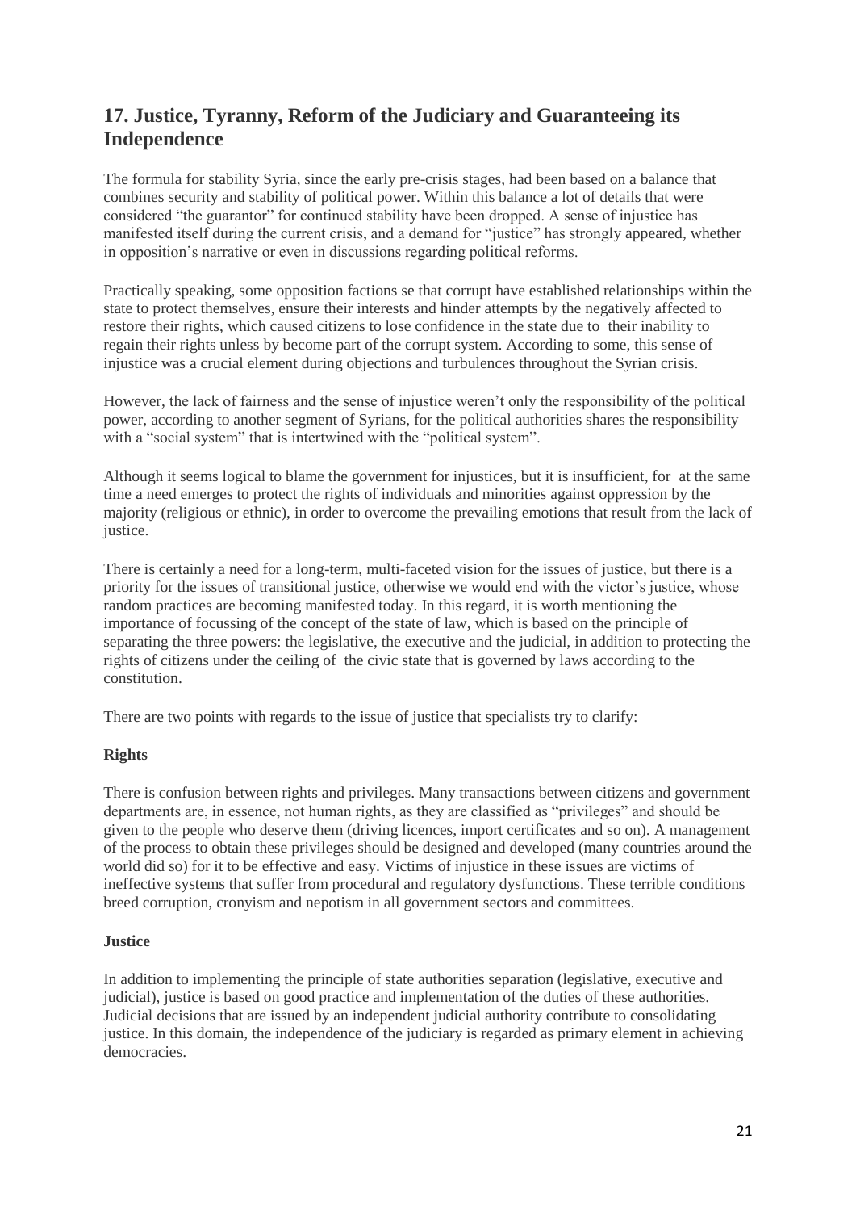## 17. Justice, Tyranny, Reform of the Judiciary and Guaranteeing its Independence

The formula for stability Syria, since the early pre-crisis stages, had been based on a balance that combines security and stability of political power. Within this balance a lot of details that were considered "the guarantor" for continued stability have been dropped. A sense of injustice has manifested itself during the current crisis, and a demand for "justice" has strongly appeared, whether in opposition's narrative or even in discussions regarding political reforms.

Practically speaking, some opposition factions se that corrupt have established relationships within the state to protect themselves, ensure their interests and hinder attempts by the negatively affected to restore their rights, which caused citizens to lose confidence in the state due to their inability to regain their rights unless by become part of the corrupt system. According to some, this sense of injustice was a crucial element during objections and turbulences throughout the Syrian crisis.

However, the lack of fairness and the sense of injustice weren't only the responsibility of the political power, according to another segment of Syrians, for the political authorities shares the responsibility with a "social system" that is intertwined with the "political system".

Although it seems logical to blame the government for injustices, but it is insufficient, for at the same time a need emerges to protect the rights of individuals and minorities against oppression by the majority (religious or ethnic), in order to overcome the prevailing emotions that result from the lack of justice.

There is certainly a need for a long-term, multi-faceted vision for the issues of justice, but there is a priority for the issues of transitional justice, otherwise we would end with the victor's justice, whose random practices are becoming manifested today. In this regard, it is worth mentioning the importance of focussing of the concept of the state of law, which is based on the principle of separating the three powers: the legislative, the executive and the judicial, in addition to protecting the rights of citizens under the ceiling of the civic state that is governed by laws according to the constitution.

There are two points with regards to the issue of justice that specialists try to clarify:

**Rights**

There is confusion between rights and privileges. Many transactions between citizens and government departments are, in essence, not human rights, as they are classified as "privileges" and should be given to the people who deserve them (driving licences, import certificates and so on). A management of the process to obtain these privileges should be designed and developed (many countries around the world did so) for it to be effective and easy. Victims of injustice in these issues are victims of ineffective systems that suffer from procedural and regulatory dysfunctions. These terrible conditions breed corruption, cronyism and nepotism in all government sectors and committees.

**Justice**

In addition to implementing the principle of state authorities separation (legislative, executive and judicial), justice is based on good practice and implementation of the duties of these authorities. Judicial decisions that are issued by an independent judicial authority contribute to consolidating justice. In this domain, the independence of the judiciary is regarded as primary element in achieving democracies.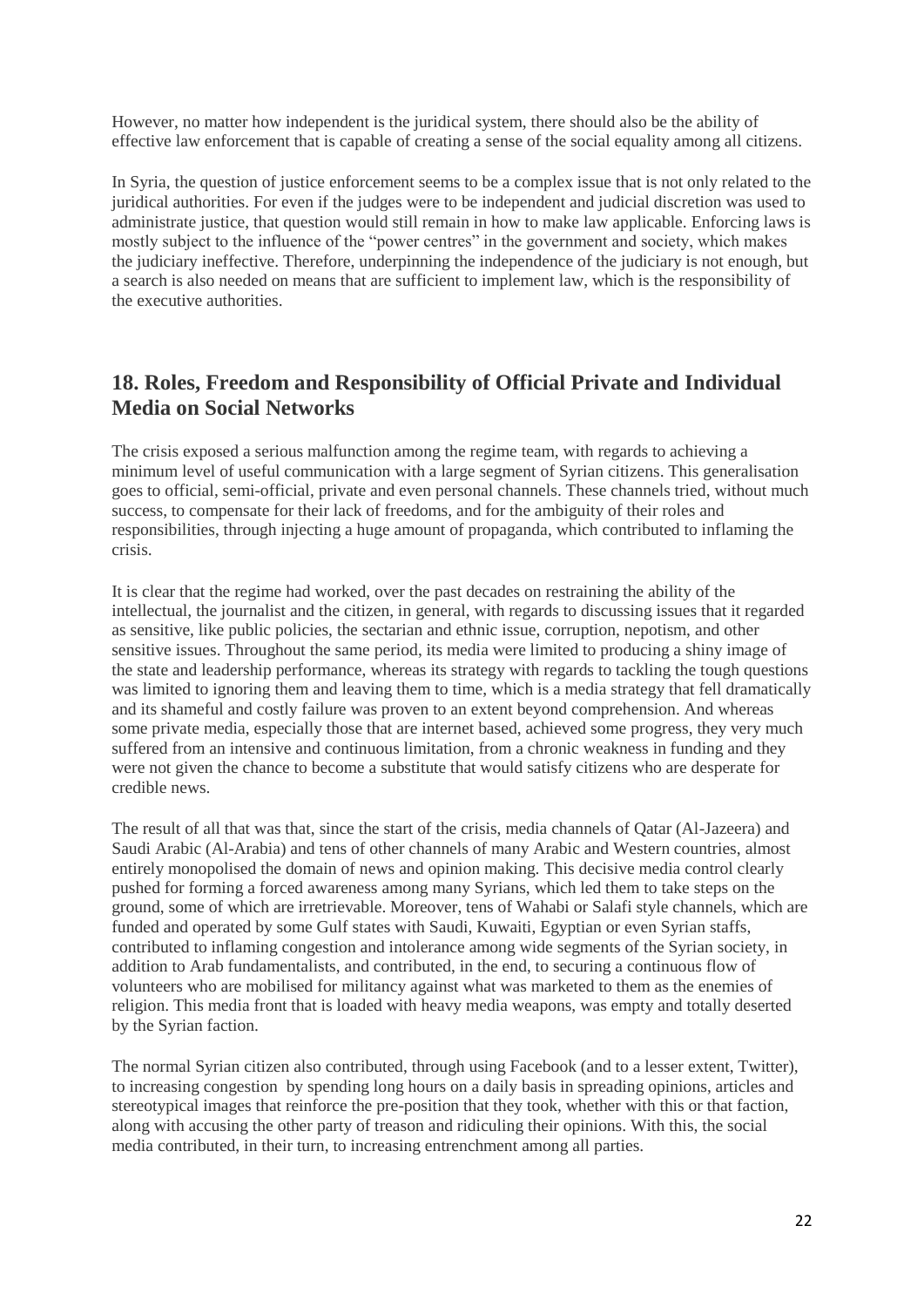However, no matter how independent is the juridical system, there should also be the ability of effective law enforcement that is capable of creating a sense of the social equality among all citizens.

In Syria, the question of justice enforcement seems to be a complex issue that is not only related to the juridical authorities. For even if the judges were to be independent and judicial discretion was used to administrate justice, that question would still remain in how to make law applicable. Enforcing laws is mostly subject to the influence of the "power centres" in the government and society, which makes the judiciary ineffective. Therefore, underpinning the independence of the judiciary is not enough, but a search is also needed on means that are sufficient to implement law, which is the responsibility of the executive authorities.

## 18. Roles, Freedom and Responsibility of Official Private and Individual Media on Social Networks

The crisis exposed a serious malfunction among the regime team, with regards to achieving a minimum level of useful communication with a large segment of Syrian citizens. This generalisation goes to official, semi-official, private and even personal channels. These channels tried, without much success, to compensate for their lack of freedoms, and for the ambiguity of their roles and responsibilities, through injecting a huge amount of propaganda, which contributed to inflaming the crisis.

It is clear that the regime had worked, over the past decades on restraining the ability of the intellectual, the journalist and the citizen, in general, with regards to discussing issues that it regarded as sensitive, like public policies, the sectarian and ethnic issue, corruption, nepotism, and other sensitive issues. Throughout the same period, its media were limited to producing a shiny image of the state and leadership performance, whereas its strategy with regards to tackling the tough questions was limited to ignoring them and leaving them to time, which is a media strategy that fell dramatically and its shameful and costly failure was proven to an extent beyond comprehension. And whereas some private media, especially those that are internet based, achieved some progress, they very much suffered from an intensive and continuous limitation, from a chronic weakness in funding and they were not given the chance to become a substitute that would satisfy citizens who are desperate for credible news.

The result of all that was that, since the start of the crisis, media channels of Qatar (Al-Jazeera) and Saudi Arabic (Al-Arabia) and tens of other channels of many Arabic and Western countries, almost entirely monopolised the domain of news and opinion making. This decisive media control clearly pushed for forming a forced awareness among many Syrians, which led them to take steps on the ground, some of which are irretrievable. Moreover, tens of Wahabi or Salafi style channels, which are funded and operated by some Gulf states with Saudi, Kuwaiti, Egyptian or even Syrian staffs, contributed to inflaming congestion and intolerance among wide segments of the Syrian society, in addition to Arab fundamentalists, and contributed, in the end, to securing a continuous flow of volunteers who are mobilised for militancy against what was marketed to them as the enemies of religion. This media front that is loaded with heavy media weapons, was empty and totally deserted by the Syrian faction.

The normal Syrian citizen also contributed, through using Facebook (and to a lesser extent, Twitter), to increasing congestion by spending long hours on a daily basis in spreading opinions, articles and stereotypical images that reinforce the pre-position that they took, whether with this or that faction, along with accusing the other party of treason and ridiculing their opinions. With this, the social media contributed, in their turn, to increasing entrenchment among all parties.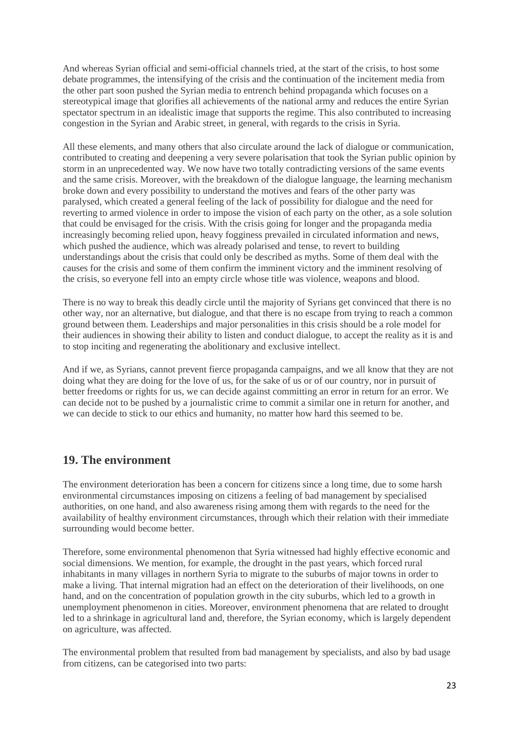And whereas Syrian official and semi-official channels tried, at the start of the crisis, to host some debate programmes, the intensifying of the crisis and the continuation of the incitement media from the other part soon pushed the Syrian media to entrench behind propaganda which focuses on a stereotypical image that glorifies all achievements of the national army and reduces the entire Syrian spectator spectrum in an idealistic image that supports the regime. This also contributed to increasing congestion in the Syrian and Arabic street, in general, with regards to the crisis in Syria.

All these elements, and many others that also circulate around the lack of dialogue or communication, contributed to creating and deepening a very severe polarisation that took the Syrian public opinion by storm in an unprecedented way. We now have two totally contradicting versions of the same events and the same crisis. Moreover, with the breakdown of the dialogue language, the learning mechanism broke down and every possibility to understand the motives and fears of the other party was paralysed, which created a general feeling of the lack of possibility for dialogue and the need for reverting to armed violence in order to impose the vision of each party on the other, as a sole solution that could be envisaged for the crisis. With the crisis going for longer and the propaganda media increasingly becoming relied upon, heavy fogginess prevailed in circulated information and news, which pushed the audience, which was already polarised and tense, to revert to building understandings about the crisis that could only be described as myths. Some of them deal with the causes for the crisis and some of them confirm the imminent victory and the imminent resolving of the crisis, so everyone fell into an empty circle whose title was violence, weapons and blood.

There is no way to break this deadly circle until the majority of Syrians get convinced that there is no other way, nor an alternative, but dialogue, and that there is no escape from trying to reach a common ground between them. Leaderships and major personalities in this crisis should be a role model for their audiences in showing their ability to listen and conduct dialogue, to accept the reality as it is and to stop inciting and regenerating the abolitionary and exclusive intellect.

And if we, as Syrians, cannot prevent fierce propaganda campaigns, and we all know that they are not doing what they are doing for the love of us, for the sake of us or of our country, nor in pursuit of better freedoms or rights for us, we can decide against committing an error in return for an error. We can decide not to be pushed by a journalistic crime to commit a similar one in return for another, and we can decide to stick to our ethics and humanity, no matter how hard this seemed to be.

## 19. The environment

The environment deterioration has been a concern for citizens since a long time, due to some harsh environmental circumstances imposing on citizens a feeling of bad management by specialised authorities, on one hand, and also awareness rising among them with regards to the need for the availability of healthy environment circumstances, through which their relation with their immediate surrounding would become better.

Therefore, some environmental phenomenon that Syria witnessed had highly effective economic and social dimensions. We mention, for example, the drought in the past years, which forced rural inhabitants in many villages in northern Syria to migrate to the suburbs of major towns in order to make a living. That internal migration had an effect on the deterioration of their livelihoods, on one hand, and on the concentration of population growth in the city suburbs, which led to a growth in unemployment phenomenon in cities. Moreover, environment phenomena that are related to drought led to a shrinkage in agricultural land and, therefore, the Syrian economy, which is largely dependent on agriculture, was affected.

The environmental problem that resulted from bad management by specialists, and also by bad usage from citizens, can be categorised into two parts: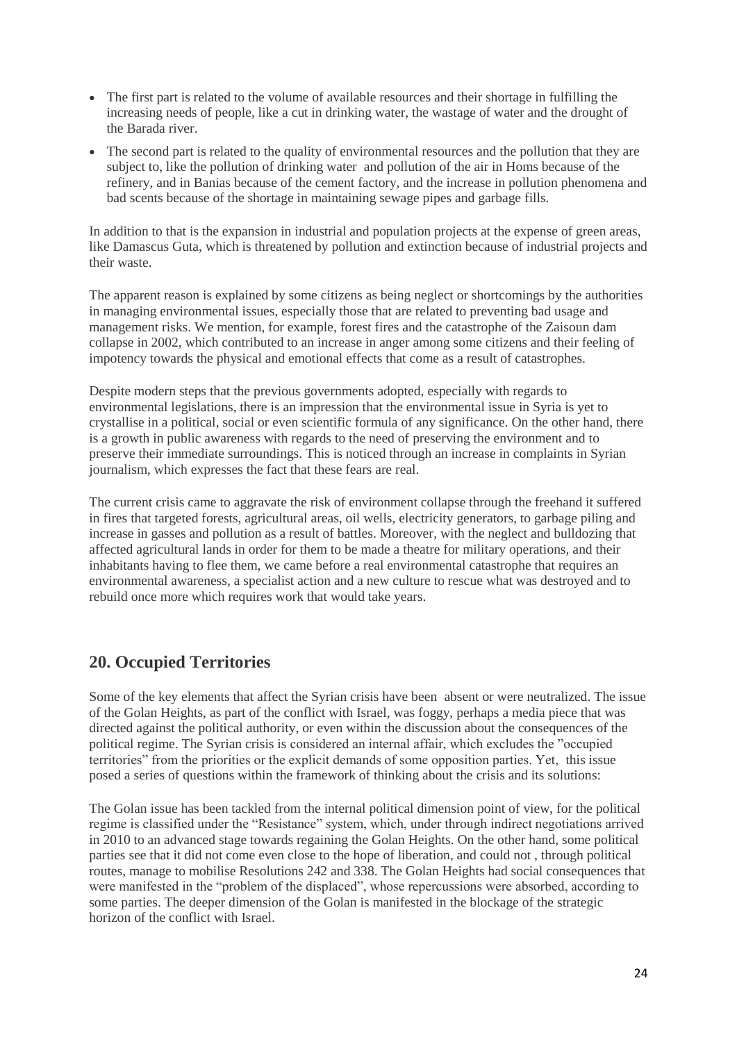- The first part is related to the volume of available resources and their shortage in fulfilling the increasing needs of people, like a cut in drinking water, the wastage of water and the drought of the Barada river.
- The second part is related to the quality of environmental resources and the pollution that they are subject to, like the pollution of drinking water and pollution of the air in Homs because of the refinery, and in Banias because of the cement factory, and the increase in pollution phenomena and bad scents because of the shortage in maintaining sewage pipes and garbage fills.

In addition to that is the expansion in industrial and population projects at the expense of green areas, like Damascus Guta, which is threatened by pollution and extinction because of industrial projects and their waste.

The apparent reason is explained by some citizens as being neglect or shortcomings by the authorities in managing environmental issues, especially those that are related to preventing bad usage and management risks. We mention, for example, forest fires and the catastrophe of the Zaisoun dam collapse in 2002, which contributed to an increase in anger among some citizens and their feeling of impotency towards the physical and emotional effects that come as a result of catastrophes.

Despite modern steps that the previous governments adopted, especially with regards to environmental legislations, there is an impression that the environmental issue in Syria is yet to crystallise in a political, social or even scientific formula of any significance. On the other hand, there is a growth in public awareness with regards to the need of preserving the environment and to preserve their immediate surroundings. This is noticed through an increase in complaints in Syrian journalism, which expresses the fact that these fears are real.

The current crisis came to aggravate the risk of environment collapse through the freehand it suffered in fires that targeted forests, agricultural areas, oil wells, electricity generators, to garbage piling and increase in gasses and pollution as a result of battles. Moreover, with the neglect and bulldozing that affected agricultural lands in order for them to be made a theatre for military operations, and their inhabitants having to flee them, we came before a real environmental catastrophe that requires an environmental awareness, a specialist action and a new culture to rescue what was destroyed and to rebuild once more which requires work that would take years.

## 20. Occupied Territories

Some of the key elements that affect the Syrian crisis have been absent or were neutralized. The issue of the Golan Heights, as part of the conflict with Israel, was foggy, perhaps a media piece that was directed against the political authority, or even within the discussion about the consequences of the political regime. The Syrian crisis is considered an internal affair, which excludes the "occupied territories" from the priorities or the explicit demands of some opposition parties. Yet, this issue posed a series of questions within the framework of thinking about the crisis and its solutions:

The Golan issue has been tackled from the internal political dimension point of view, for the political regime is classified under the "Resistance" system, which, under through indirect negotiations arrived in 2010 to an advanced stage towards regaining the Golan Heights. On the other hand, some political parties see that it did not come even close to the hope of liberation, and could not , through political routes, manage to mobilise Resolutions 242 and 338. The Golan Heights had social consequences that were manifested in the "problem of the displaced", whose repercussions were absorbed, according to some parties. The deeper dimension of the Golan is manifested in the blockage of the strategic horizon of the conflict with Israel.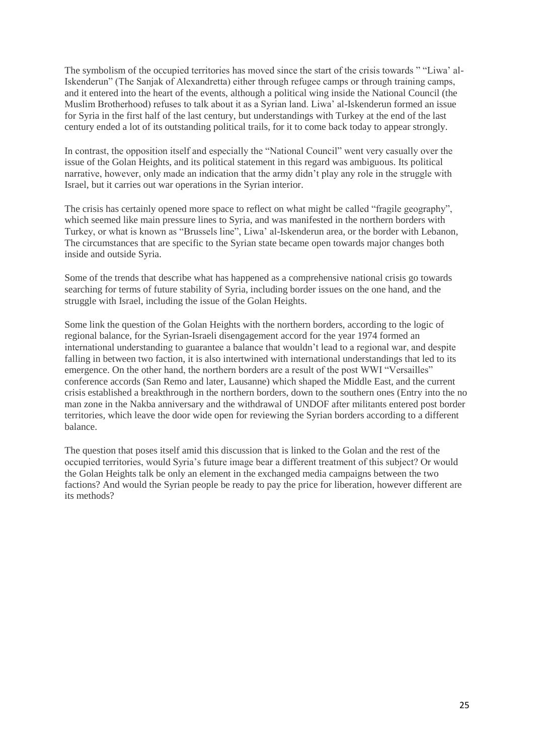The symbolism of the occupied territories has moved since the start of the crisis towards " "Liwa' al-Iskenderun" (The Sanjak of Alexandretta) either through refugee camps or through training camps, and it entered into the heart of the events, although a political wing inside the National Council (the Muslim Brotherhood) refuses to talk about it as a Syrian land. Liwa' al-Iskenderun formed an issue for Syria in the first half of the last century, but understandings with Turkey at the end of the last century ended a lot of its outstanding political trails, for it to come back today to appear strongly.

In contrast, the opposition itself and especially the "National Council" went very casually over the issue of the Golan Heights, and its political statement in this regard was ambiguous. Its political narrative, however, only made an indication that the army didn't play any role in the struggle with Israel, but it carries out war operations in the Syrian interior.

The crisis has certainly opened more space to reflect on what might be called "fragile geography", which seemed like main pressure lines to Syria, and was manifested in the northern borders with Turkey, or what is known as "Brussels line", Liwa' al-Iskenderun area, or the border with Lebanon, The circumstances that are specific to the Syrian state became open towards major changes both inside and outside Syria.

Some of the trends that describe what has happened as a comprehensive national crisis go towards searching for terms of future stability of Syria, including border issues on the one hand, and the struggle with Israel, including the issue of the Golan Heights.

Some link the question of the Golan Heights with the northern borders, according to the logic of regional balance, for the Syrian-Israeli disengagement accord for the year 1974 formed an international understanding to guarantee a balance that wouldn't lead to a regional war, and despite falling in between two faction, it is also intertwined with international understandings that led to its emergence. On the other hand, the northern borders are a result of the post WWI "Versailles" conference accords (San Remo and later, Lausanne) which shaped the Middle East, and the current crisis established a breakthrough in the northern borders, down to the southern ones (Entry into the no man zone in the Nakba anniversary and the withdrawal of UNDOF after militants entered post border territories, which leave the door wide open for reviewing the Syrian borders according to a different balance.

The question that poses itself amid this discussion that is linked to the Golan and the rest of the occupied territories, would Syria's future image bear a different treatment of this subject? Or would the Golan Heights talk be only an element in the exchanged media campaigns between the two factions? And would the Syrian people be ready to pay the price for liberation, however different are its methods?